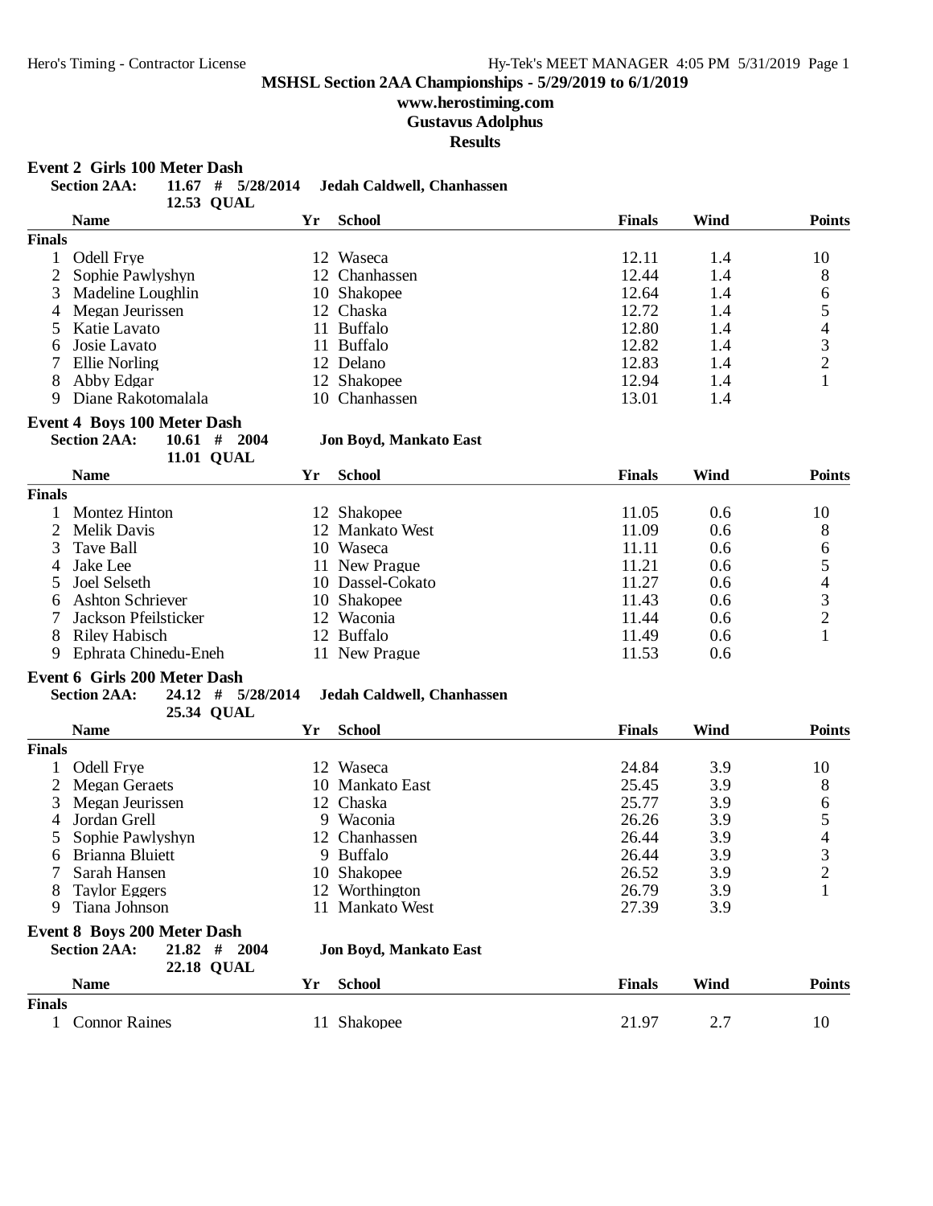**MSHSL Section 2AA Championships - 5/29/2019 to 6/1/2019**

**www.herostiming.com**

**Gustavus Adolphus**

**Results**

### Event 2 Girls 100 Meter Dash

**Section 2AA:** 11.67 # 5/28/2014 Jedah Caldwell, Chanhassen
12.53 QUAL

| | Name | Yr | School | Finals | Wind | Points |
|---|---|---|---|---|---|---|
| **Finals** | | | | | | |
| 1 | Odell Frye | 12 | Waseca | 12.11 | 1.4 | 10 |
| 2 | Sophie Pawlyshyn | 12 | Chanhassen | 12.44 | 1.4 | 8 |
| 3 | Madeline Loughlin | 10 | Shakopee | 12.64 | 1.4 | 6 |
| 4 | Megan Jeurissen | 12 | Chaska | 12.72 | 1.4 | 5 |
| 5 | Katie Lavato | 11 | Buffalo | 12.80 | 1.4 | 4 |
| 6 | Josie Lavato | 11 | Buffalo | 12.82 | 1.4 | 3 |
| 7 | Ellie Norling | 12 | Delano | 12.83 | 1.4 | 2 |
| 8 | Abby Edgar | 12 | Shakopee | 12.94 | 1.4 | 1 |
| 9 | Diane Rakotomalala | 10 | Chanhassen | 13.01 | 1.4 | |

### Event 4 Boys 100 Meter Dash

**Section 2AA:** 10.61 # 2004 Jon Boyd, Mankato East
11.01 QUAL

| | Name | Yr | School | Finals | Wind | Points |
|---|---|---|---|---|---|---|
| **Finals** | | | | | | |
| 1 | Montez Hinton | 12 | Shakopee | 11.05 | 0.6 | 10 |
| 2 | Melik Davis | 12 | Mankato West | 11.09 | 0.6 | 8 |
| 3 | Tave Ball | 10 | Waseca | 11.11 | 0.6 | 6 |
| 4 | Jake Lee | 11 | New Prague | 11.21 | 0.6 | 5 |
| 5 | Joel Selseth | 10 | Dassel-Cokato | 11.27 | 0.6 | 4 |
| 6 | Ashton Schriever | 10 | Shakopee | 11.43 | 0.6 | 3 |
| 7 | Jackson Pfeilsticker | 12 | Waconia | 11.44 | 0.6 | 2 |
| 8 | Riley Habisch | 12 | Buffalo | 11.49 | 0.6 | 1 |
| 9 | Ephrata Chinedu-Eneh | 11 | New Prague | 11.53 | 0.6 | |

### Event 6 Girls 200 Meter Dash

**Section 2AA:** 24.12 # 5/28/2014 Jedah Caldwell, Chanhassen
25.34 QUAL

| | Name | Yr | School | Finals | Wind | Points |
|---|---|---|---|---|---|---|
| **Finals** | | | | | | |
| 1 | Odell Frye | 12 | Waseca | 24.84 | 3.9 | 10 |
| 2 | Megan Geraets | 10 | Mankato East | 25.45 | 3.9 | 8 |
| 3 | Megan Jeurissen | 12 | Chaska | 25.77 | 3.9 | 6 |
| 4 | Jordan Grell | 9 | Waconia | 26.26 | 3.9 | 5 |
| 5 | Sophie Pawlyshyn | 12 | Chanhassen | 26.44 | 3.9 | 4 |
| 6 | Brianna Bluiett | 9 | Buffalo | 26.44 | 3.9 | 3 |
| 7 | Sarah Hansen | 10 | Shakopee | 26.52 | 3.9 | 2 |
| 8 | Taylor Eggers | 12 | Worthington | 26.79 | 3.9 | 1 |
| 9 | Tiana Johnson | 11 | Mankato West | 27.39 | 3.9 | |

### Event 8 Boys 200 Meter Dash

**Section 2AA:** 21.82 # 2004 Jon Boyd, Mankato East
22.18 QUAL

| | Name | Yr | School | Finals | Wind | Points |
|---|---|---|---|---|---|---|
| **Finals** | | | | | | |
| 1 | Connor Raines | 11 | Shakopee | 21.97 | 2.7 | 10 |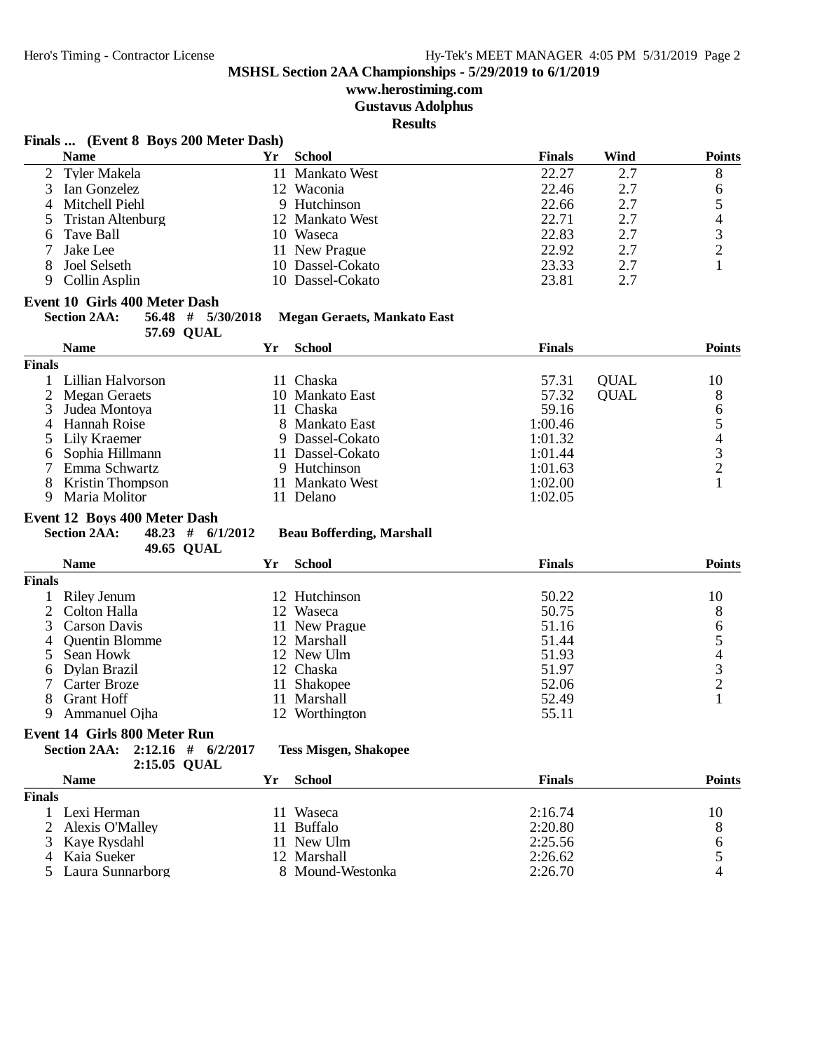**MSHSL Section 2AA Championships - 5/29/2019 to 6/1/2019**

**www.herostiming.com**

**Gustavus Adolphus**

**Results**

### Finals ... (Event 8 Boys 200 Meter Dash)

| | Name | Yr | School | Finals | Wind | Points |
|---|---|---|---|---|---|---|
| 2 | Tyler Makela | 11 | Mankato West | 22.27 | 2.7 | 8 |
| 3 | Ian Gonzelez | 12 | Waconia | 22.46 | 2.7 | 6 |
| 4 | Mitchell Piehl | 9 | Hutchinson | 22.66 | 2.7 | 5 |
| 5 | Tristan Altenburg | 12 | Mankato West | 22.71 | 2.7 | 4 |
| 6 | Tave Ball | 10 | Waseca | 22.83 | 2.7 | 3 |
| 7 | Jake Lee | 11 | New Prague | 22.92 | 2.7 | 2 |
| 8 | Joel Selseth | 10 | Dassel-Cokato | 23.33 | 2.7 | 1 |
| 9 | Collin Asplin | 10 | Dassel-Cokato | 23.81 | 2.7 | |

### Event 10 Girls 400 Meter Dash

**Section 2AA:** 56.48 # 5/30/2018 **Megan Geraets, Mankato East**
57.69 QUAL

| | Name | Yr | School | Finals | | Points |
|---|---|---|---|---|---|---|
| **Finals** | | | | | | |
| 1 | Lillian Halvorson | 11 | Chaska | 57.31 | QUAL | 10 |
| 2 | Megan Geraets | 10 | Mankato East | 57.32 | QUAL | 8 |
| 3 | Judea Montoya | 11 | Chaska | 59.16 | | 6 |
| 4 | Hannah Roise | 8 | Mankato East | 1:00.46 | | 5 |
| 5 | Lily Kraemer | 9 | Dassel-Cokato | 1:01.32 | | 4 |
| 6 | Sophia Hillmann | 11 | Dassel-Cokato | 1:01.44 | | 3 |
| 7 | Emma Schwartz | 9 | Hutchinson | 1:01.63 | | 2 |
| 8 | Kristin Thompson | 11 | Mankato West | 1:02.00 | | 1 |
| 9 | Maria Molitor | 11 | Delano | 1:02.05 | | |

### Event 12 Boys 400 Meter Dash

**Section 2AA:** 48.23 # 6/1/2012 **Beau Bofferding, Marshall**
49.65 QUAL

| | Name | Yr | School | Finals | Points |
|---|---|---|---|---|---|
| **Finals** | | | | | |
| 1 | Riley Jenum | 12 | Hutchinson | 50.22 | 10 |
| 2 | Colton Halla | 12 | Waseca | 50.75 | 8 |
| 3 | Carson Davis | 11 | New Prague | 51.16 | 6 |
| 4 | Quentin Blomme | 12 | Marshall | 51.44 | 5 |
| 5 | Sean Howk | 12 | New Ulm | 51.93 | 4 |
| 6 | Dylan Brazil | 12 | Chaska | 51.97 | 3 |
| 7 | Carter Broze | 11 | Shakopee | 52.06 | 2 |
| 8 | Grant Hoff | 11 | Marshall | 52.49 | 1 |
| 9 | Ammanuel Ojha | 12 | Worthington | 55.11 | |

### Event 14 Girls 800 Meter Run

**Section 2AA:** 2:12.16 # 6/2/2017 **Tess Misgen, Shakopee**
2:15.05 QUAL

| | Name | Yr | School | Finals | Points |
|---|---|---|---|---|---|
| **Finals** | | | | | |
| 1 | Lexi Herman | 11 | Waseca | 2:16.74 | 10 |
| 2 | Alexis O'Malley | 11 | Buffalo | 2:20.80 | 8 |
| 3 | Kaye Rysdahl | 11 | New Ulm | 2:25.56 | 6 |
| 4 | Kaia Sueker | 12 | Marshall | 2:26.62 | 5 |
| 5 | Laura Sunnarborg | 8 | Mound-Westonka | 2:26.70 | 4 |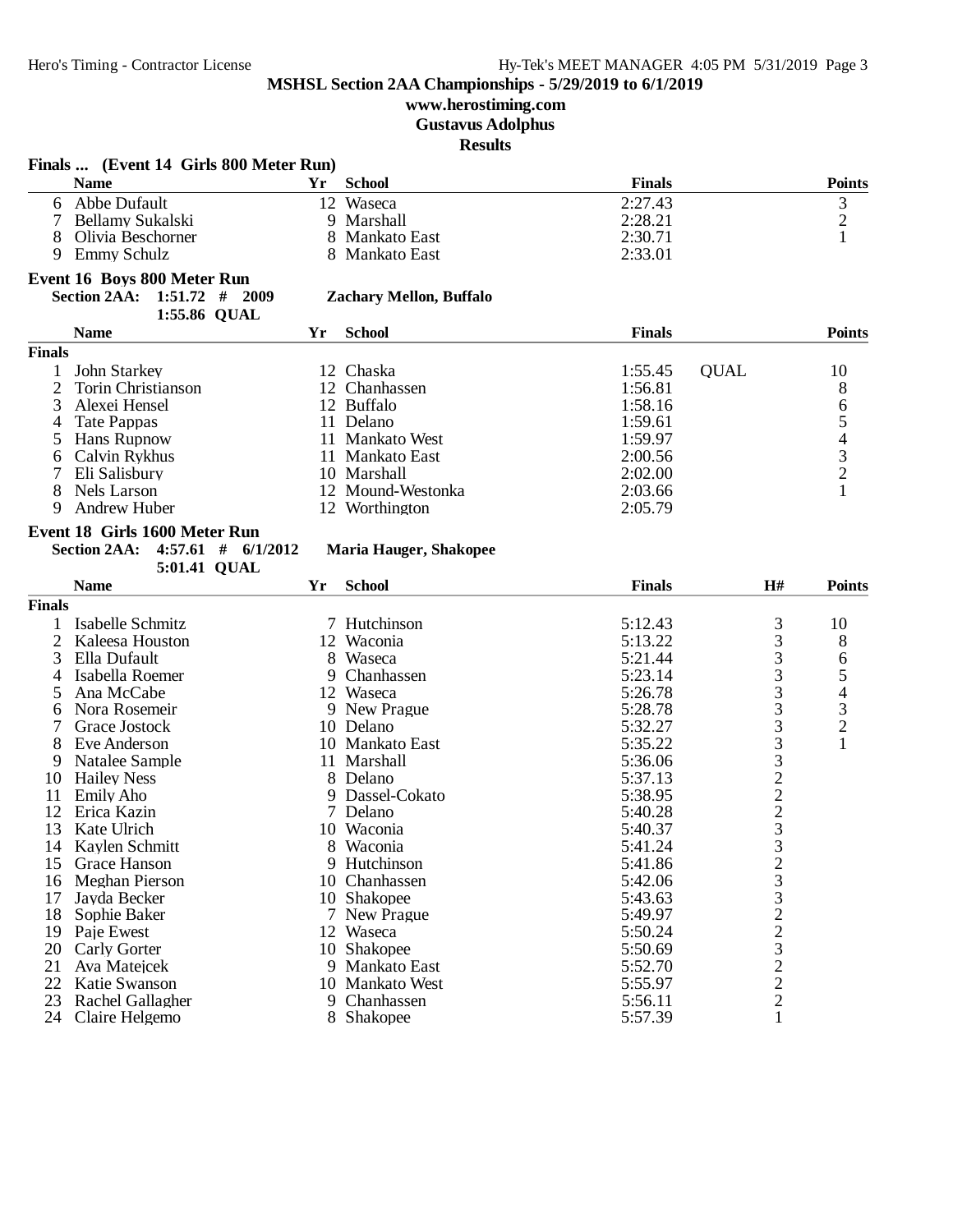**MSHSL Section 2AA Championships - 5/29/2019 to 6/1/2019**

**www.herostiming.com**

**Gustavus Adolphus**

**Results**

### Finals ... (Event 14 Girls 800 Meter Run)

| | Name | Yr | School | Finals | Points |
|---|---|---|---|---|---|
| 6 | Abbe Dufault | 12 | Waseca | 2:27.43 | 3 |
| 7 | Bellamy Sukalski | 9 | Marshall | 2:28.21 | 2 |
| 8 | Olivia Beschorner | 8 | Mankato East | 2:30.71 | 1 |
| 9 | Emmy Schulz | 8 | Mankato East | 2:33.01 | |

### Event 16 Boys 800 Meter Run

**Section 2AA: 1:51.72 # 2009 Zachary Mellon, Buffalo**

**1:55.86 QUAL**

**Finals**

| | Name | Yr | School | Finals | | Points |
|---|---|---|---|---|---|---|
| 1 | John Starkey | 12 | Chaska | 1:55.45 | QUAL | 10 |
| 2 | Torin Christianson | 12 | Chanhassen | 1:56.81 | | 8 |
| 3 | Alexei Hensel | 12 | Buffalo | 1:58.16 | | 6 |
| 4 | Tate Pappas | 11 | Delano | 1:59.61 | | 5 |
| 5 | Hans Rupnow | 11 | Mankato West | 1:59.97 | | 4 |
| 6 | Calvin Rykhus | 11 | Mankato East | 2:00.56 | | 3 |
| 7 | Eli Salisbury | 10 | Marshall | 2:02.00 | | 2 |
| 8 | Nels Larson | 12 | Mound-Westonka | 2:03.66 | | 1 |
| 9 | Andrew Huber | 12 | Worthington | 2:05.79 | | |

### Event 18 Girls 1600 Meter Run

**Section 2AA: 4:57.61 # 6/1/2012 Maria Hauger, Shakopee**

**5:01.41 QUAL**

**Finals**

| | Name | Yr | School | Finals | H# | Points |
|---|---|---|---|---|---|---|
| 1 | Isabelle Schmitz | 7 | Hutchinson | 5:12.43 | 3 | 10 |
| 2 | Kaleesa Houston | 12 | Waconia | 5:13.22 | 3 | 8 |
| 3 | Ella Dufault | 8 | Waseca | 5:21.44 | 3 | 6 |
| 4 | Isabella Roemer | 9 | Chanhassen | 5:23.14 | 3 | 5 |
| 5 | Ana McCabe | 12 | Waseca | 5:26.78 | 3 | 4 |
| 6 | Nora Rosemeir | 9 | New Prague | 5:28.78 | 3 | 3 |
| 7 | Grace Jostock | 10 | Delano | 5:32.27 | 3 | 2 |
| 8 | Eve Anderson | 10 | Mankato East | 5:35.22 | 3 | 1 |
| 9 | Natalee Sample | 11 | Marshall | 5:36.06 | 3 | |
| 10 | Hailey Ness | 8 | Delano | 5:37.13 | 2 | |
| 11 | Emily Aho | 9 | Dassel-Cokato | 5:38.95 | 2 | |
| 12 | Erica Kazin | 7 | Delano | 5:40.28 | 2 | |
| 13 | Kate Ulrich | 10 | Waconia | 5:40.37 | 3 | |
| 14 | Kaylen Schmitt | 8 | Waconia | 5:41.24 | 3 | |
| 15 | Grace Hanson | 9 | Hutchinson | 5:41.86 | 2 | |
| 16 | Meghan Pierson | 10 | Chanhassen | 5:42.06 | 3 | |
| 17 | Jayda Becker | 10 | Shakopee | 5:43.63 | 3 | |
| 18 | Sophie Baker | 7 | New Prague | 5:49.97 | 2 | |
| 19 | Paje Ewest | 12 | Waseca | 5:50.24 | 2 | |
| 20 | Carly Gorter | 10 | Shakopee | 5:50.69 | 3 | |
| 21 | Ava Matejcek | 9 | Mankato East | 5:52.70 | 2 | |
| 22 | Katie Swanson | 10 | Mankato West | 5:55.97 | 2 | |
| 23 | Rachel Gallagher | 9 | Chanhassen | 5:56.11 | 2 | |
| 24 | Claire Helgemo | 8 | Shakopee | 5:57.39 | 1 | |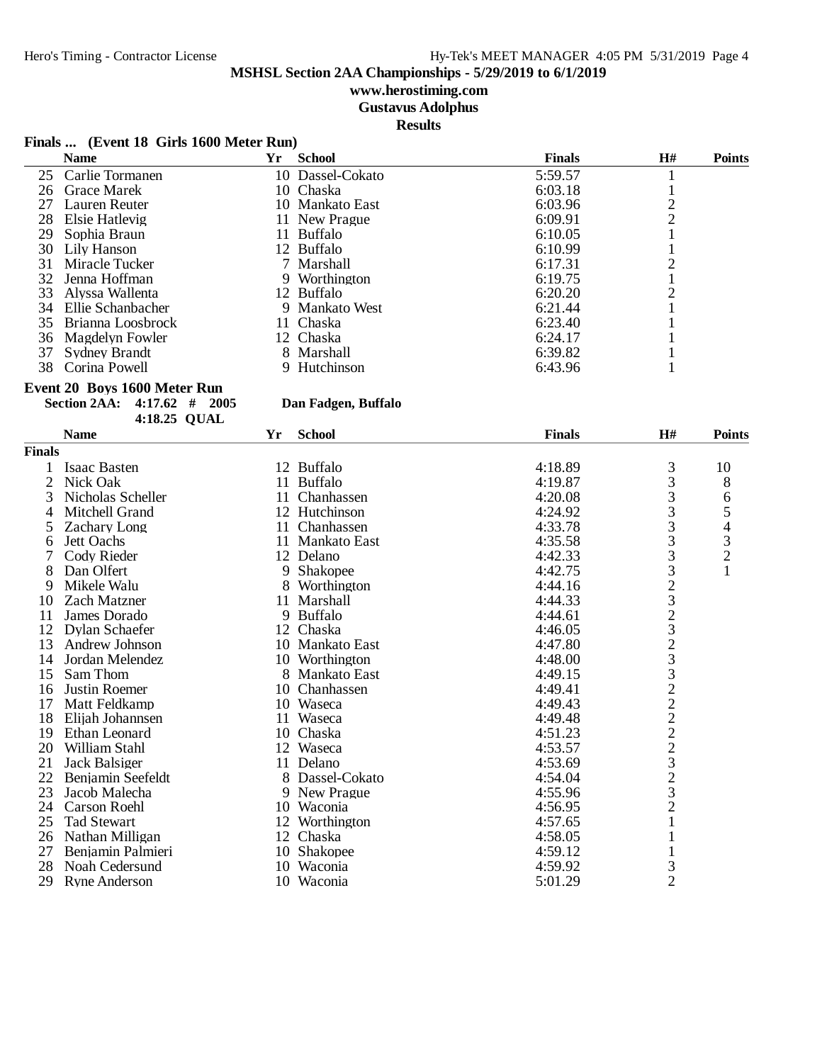## MSHSL Section 2AA Championships - 5/29/2019 to 6/1/2019

**www.herostiming.com**

**Gustavus Adolphus**

**Results**

### Finals ... (Event 18 Girls 1600 Meter Run)

| | Name | Yr | School | Finals | H# | Points |
|---|---|---|---|---|---|---|
| 25 | Carlie Tormanen | 10 | Dassel-Cokato | 5:59.57 | 1 | |
| 26 | Grace Marek | 10 | Chaska | 6:03.18 | 1 | |
| 27 | Lauren Reuter | 10 | Mankato East | 6:03.96 | 2 | |
| 28 | Elsie Hatlevig | 11 | New Prague | 6:09.91 | 2 | |
| 29 | Sophia Braun | 11 | Buffalo | 6:10.05 | 1 | |
| 30 | Lily Hanson | 12 | Buffalo | 6:10.99 | 1 | |
| 31 | Miracle Tucker | 7 | Marshall | 6:17.31 | 2 | |
| 32 | Jenna Hoffman | 9 | Worthington | 6:19.75 | 1 | |
| 33 | Alyssa Wallenta | 12 | Buffalo | 6:20.20 | 2 | |
| 34 | Ellie Schanbacher | 9 | Mankato West | 6:21.44 | 1 | |
| 35 | Brianna Loosbrock | 11 | Chaska | 6:23.40 | 1 | |
| 36 | Magdelyn Fowler | 12 | Chaska | 6:24.17 | 1 | |
| 37 | Sydney Brandt | 8 | Marshall | 6:39.82 | 1 | |
| 38 | Corina Powell | 9 | Hutchinson | 6:43.96 | 1 | |

### Event 20 Boys 1600 Meter Run

**Section 2AA: 4:17.62 # 2005 Dan Fadgen, Buffalo**

**4:18.25 QUAL**

**Finals**

| | Name | Yr | School | Finals | H# | Points |
|---|---|---|---|---|---|---|
| 1 | Isaac Basten | 12 | Buffalo | 4:18.89 | 3 | 10 |
| 2 | Nick Oak | 11 | Buffalo | 4:19.87 | 3 | 8 |
| 3 | Nicholas Scheller | 11 | Chanhassen | 4:20.08 | 3 | 6 |
| 4 | Mitchell Grand | 12 | Hutchinson | 4:24.92 | 3 | 5 |
| 5 | Zachary Long | 11 | Chanhassen | 4:33.78 | 3 | 4 |
| 6 | Jett Oachs | 11 | Mankato East | 4:35.58 | 3 | 3 |
| 7 | Cody Rieder | 12 | Delano | 4:42.33 | 3 | 2 |
| 8 | Dan Olfert | 9 | Shakopee | 4:42.75 | 3 | 1 |
| 9 | Mikele Walu | 8 | Worthington | 4:44.16 | 2 | |
| 10 | Zach Matzner | 11 | Marshall | 4:44.33 | 3 | |
| 11 | James Dorado | 9 | Buffalo | 4:44.61 | 2 | |
| 12 | Dylan Schaefer | 12 | Chaska | 4:46.05 | 3 | |
| 13 | Andrew Johnson | 10 | Mankato East | 4:47.80 | 2 | |
| 14 | Jordan Melendez | 10 | Worthington | 4:48.00 | 3 | |
| 15 | Sam Thom | 8 | Mankato East | 4:49.15 | 3 | |
| 16 | Justin Roemer | 10 | Chanhassen | 4:49.41 | 2 | |
| 17 | Matt Feldkamp | 10 | Waseca | 4:49.43 | 2 | |
| 18 | Elijah Johannsen | 11 | Waseca | 4:49.48 | 2 | |
| 19 | Ethan Leonard | 10 | Chaska | 4:51.23 | 2 | |
| 20 | William Stahl | 12 | Waseca | 4:53.57 | 2 | |
| 21 | Jack Balsiger | 11 | Delano | 4:53.69 | 3 | |
| 22 | Benjamin Seefeldt | 8 | Dassel-Cokato | 4:54.04 | 2 | |
| 23 | Jacob Malecha | 9 | New Prague | 4:55.96 | 3 | |
| 24 | Carson Roehl | 10 | Waconia | 4:56.95 | 2 | |
| 25 | Tad Stewart | 12 | Worthington | 4:57.65 | 1 | |
| 26 | Nathan Milligan | 12 | Chaska | 4:58.05 | 1 | |
| 27 | Benjamin Palmieri | 10 | Shakopee | 4:59.12 | 1 | |
| 28 | Noah Cedersund | 10 | Waconia | 4:59.92 | 3 | |
| 29 | Ryne Anderson | 10 | Waconia | 5:01.29 | 2 | |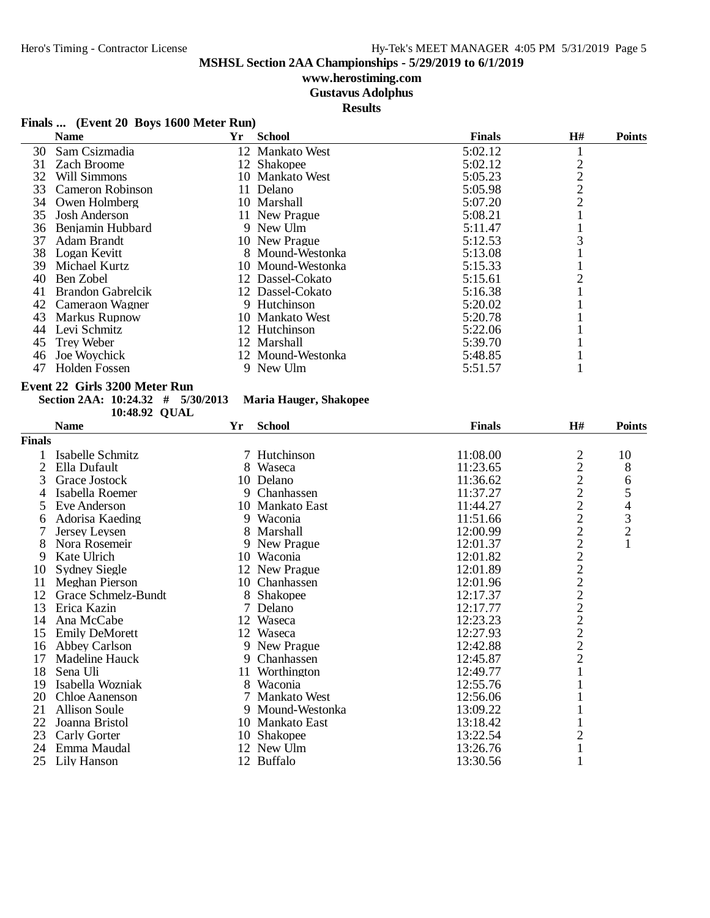## MSHSL Section 2AA Championships - 5/29/2019 to 6/1/2019

**www.herostiming.com**

**Gustavus Adolphus**

**Results**

### Finals ... (Event 20 Boys 1600 Meter Run)

| | Name | Yr | School | Finals | H# | Points |
|---|---|---|---|---|---|---|
| 30 | Sam Csizmadia | 12 | Mankato West | 5:02.12 | 1 | |
| 31 | Zach Broome | 12 | Shakopee | 5:02.12 | 2 | |
| 32 | Will Simmons | 10 | Mankato West | 5:05.23 | 2 | |
| 33 | Cameron Robinson | 11 | Delano | 5:05.98 | 2 | |
| 34 | Owen Holmberg | 10 | Marshall | 5:07.20 | 2 | |
| 35 | Josh Anderson | 11 | New Prague | 5:08.21 | 1 | |
| 36 | Benjamin Hubbard | 9 | New Ulm | 5:11.47 | 1 | |
| 37 | Adam Brandt | 10 | New Prague | 5:12.53 | 3 | |
| 38 | Logan Kevitt | 8 | Mound-Westonka | 5:13.08 | 1 | |
| 39 | Michael Kurtz | 10 | Mound-Westonka | 5:15.33 | 1 | |
| 40 | Ben Zobel | 12 | Dassel-Cokato | 5:15.61 | 2 | |
| 41 | Brandon Gabrelcik | 12 | Dassel-Cokato | 5:16.38 | 1 | |
| 42 | Cameraon Wagner | 9 | Hutchinson | 5:20.02 | 1 | |
| 43 | Markus Rupnow | 10 | Mankato West | 5:20.78 | 1 | |
| 44 | Levi Schmitz | 12 | Hutchinson | 5:22.06 | 1 | |
| 45 | Trey Weber | 12 | Marshall | 5:39.70 | 1 | |
| 46 | Joe Woychick | 12 | Mound-Westonka | 5:48.85 | 1 | |
| 47 | Holden Fossen | 9 | New Ulm | 5:51.57 | 1 | |

### Event 22 Girls 3200 Meter Run

**Section 2AA: 10:24.32 # 5/30/2013 Maria Hauger, Shakopee**

**10:48.92 QUAL**

| | Name | Yr | School | Finals | H# | Points |
|---|---|---|---|---|---|---|
| **Finals** | | | | | | |
| 1 | Isabelle Schmitz | 7 | Hutchinson | 11:08.00 | 2 | 10 |
| 2 | Ella Dufault | 8 | Waseca | 11:23.65 | 2 | 8 |
| 3 | Grace Jostock | 10 | Delano | 11:36.62 | 2 | 6 |
| 4 | Isabella Roemer | 9 | Chanhassen | 11:37.27 | 2 | 5 |
| 5 | Eve Anderson | 10 | Mankato East | 11:44.27 | 2 | 4 |
| 6 | Adorisa Kaeding | 9 | Waconia | 11:51.66 | 2 | 3 |
| 7 | Jersey Leysen | 8 | Marshall | 12:00.99 | 2 | 2 |
| 8 | Nora Rosemeir | 9 | New Prague | 12:01.37 | 2 | 1 |
| 9 | Kate Ulrich | 10 | Waconia | 12:01.82 | 2 | |
| 10 | Sydney Siegle | 12 | New Prague | 12:01.89 | 2 | |
| 11 | Meghan Pierson | 10 | Chanhassen | 12:01.96 | 2 | |
| 12 | Grace Schmelz-Bundt | 8 | Shakopee | 12:17.37 | 2 | |
| 13 | Erica Kazin | 7 | Delano | 12:17.77 | 2 | |
| 14 | Ana McCabe | 12 | Waseca | 12:23.23 | 2 | |
| 15 | Emily DeMorett | 12 | Waseca | 12:27.93 | 2 | |
| 16 | Abbey Carlson | 9 | New Prague | 12:42.88 | 2 | |
| 17 | Madeline Hauck | 9 | Chanhassen | 12:45.87 | 2 | |
| 18 | Sena Uli | 11 | Worthington | 12:49.77 | 1 | |
| 19 | Isabella Wozniak | 8 | Waconia | 12:55.76 | 1 | |
| 20 | Chloe Aanenson | 7 | Mankato West | 12:56.06 | 1 | |
| 21 | Allison Soule | 9 | Mound-Westonka | 13:09.22 | 1 | |
| 22 | Joanna Bristol | 10 | Mankato East | 13:18.42 | 1 | |
| 23 | Carly Gorter | 10 | Shakopee | 13:22.54 | 2 | |
| 24 | Emma Maudal | 12 | New Ulm | 13:26.76 | 1 | |
| 25 | Lily Hanson | 12 | Buffalo | 13:30.56 | 1 | |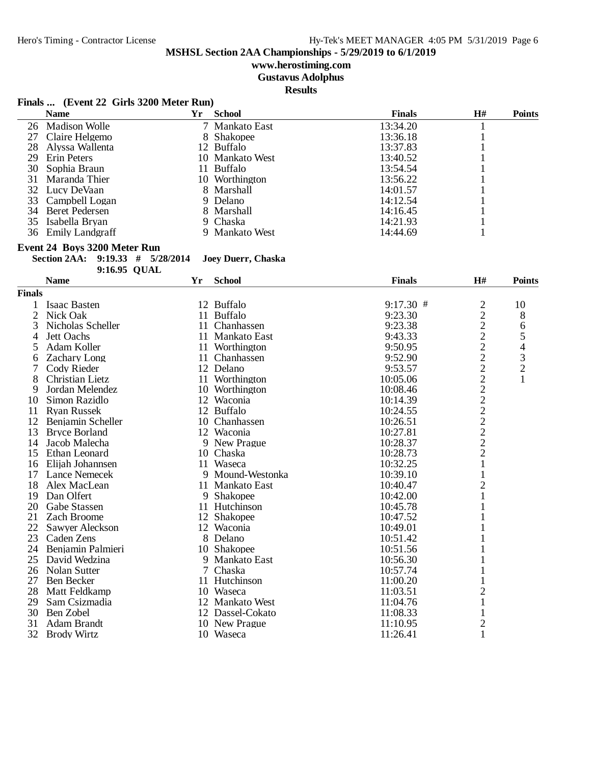# MSHSL Section 2AA Championships - 5/29/2019 to 6/1/2019

**www.herostiming.com**

**Gustavus Adolphus**

**Results**

### Finals ... (Event 22 Girls 3200 Meter Run)

| | Name | Yr | School | Finals | H# | Points |
|---|---|---|---|---|---|---|
| 26 | Madison Wolle | 7 | Mankato East | 13:34.20 | 1 | |
| 27 | Claire Helgemo | 8 | Shakopee | 13:36.18 | 1 | |
| 28 | Alyssa Wallenta | 12 | Buffalo | 13:37.83 | 1 | |
| 29 | Erin Peters | 10 | Mankato West | 13:40.52 | 1 | |
| 30 | Sophia Braun | 11 | Buffalo | 13:54.54 | 1 | |
| 31 | Maranda Thier | 10 | Worthington | 13:56.22 | 1 | |
| 32 | Lucy DeVaan | 8 | Marshall | 14:01.57 | 1 | |
| 33 | Campbell Logan | 9 | Delano | 14:12.54 | 1 | |
| 34 | Beret Pedersen | 8 | Marshall | 14:16.45 | 1 | |
| 35 | Isabella Bryan | 9 | Chaska | 14:21.93 | 1 | |
| 36 | Emily Landgraff | 9 | Mankato West | 14:44.69 | 1 | |

### Event 24 Boys 3200 Meter Run

**Section 2AA: 9:19.33 # 5/28/2014 Joey Duerr, Chaska**

**9:16.95 QUAL**

| | Name | Yr | School | Finals | H# | Points |
|---|---|---|---|---|---|---|
| **Finals** | | | | | | |
| 1 | Isaac Basten | 12 | Buffalo | 9:17.30 # | 2 | 10 |
| 2 | Nick Oak | 11 | Buffalo | 9:23.30 | 2 | 8 |
| 3 | Nicholas Scheller | 11 | Chanhassen | 9:23.38 | 2 | 6 |
| 4 | Jett Oachs | 11 | Mankato East | 9:43.33 | 2 | 5 |
| 5 | Adam Koller | 11 | Worthington | 9:50.95 | 2 | 4 |
| 6 | Zachary Long | 11 | Chanhassen | 9:52.90 | 2 | 3 |
| 7 | Cody Rieder | 12 | Delano | 9:53.57 | 2 | 2 |
| 8 | Christian Lietz | 11 | Worthington | 10:05.06 | 2 | 1 |
| 9 | Jordan Melendez | 10 | Worthington | 10:08.46 | 2 | |
| 10 | Simon Razidlo | 12 | Waconia | 10:14.39 | 2 | |
| 11 | Ryan Russek | 12 | Buffalo | 10:24.55 | 2 | |
| 12 | Benjamin Scheller | 10 | Chanhassen | 10:26.51 | 2 | |
| 13 | Bryce Borland | 12 | Waconia | 10:27.81 | 2 | |
| 14 | Jacob Malecha | 9 | New Prague | 10:28.37 | 2 | |
| 15 | Ethan Leonard | 10 | Chaska | 10:28.73 | 2 | |
| 16 | Elijah Johannsen | 11 | Waseca | 10:32.25 | 1 | |
| 17 | Lance Nemecek | 9 | Mound-Westonka | 10:39.10 | 1 | |
| 18 | Alex MacLean | 11 | Mankato East | 10:40.47 | 2 | |
| 19 | Dan Olfert | 9 | Shakopee | 10:42.00 | 1 | |
| 20 | Gabe Stassen | 11 | Hutchinson | 10:45.78 | 1 | |
| 21 | Zach Broome | 12 | Shakopee | 10:47.52 | 1 | |
| 22 | Sawyer Aleckson | 12 | Waconia | 10:49.01 | 1 | |
| 23 | Caden Zens | 8 | Delano | 10:51.42 | 1 | |
| 24 | Benjamin Palmieri | 10 | Shakopee | 10:51.56 | 1 | |
| 25 | David Wedzina | 9 | Mankato East | 10:56.30 | 1 | |
| 26 | Nolan Sutter | 7 | Chaska | 10:57.74 | 1 | |
| 27 | Ben Becker | 11 | Hutchinson | 11:00.20 | 1 | |
| 28 | Matt Feldkamp | 10 | Waseca | 11:03.51 | 2 | |
| 29 | Sam Csizmadia | 12 | Mankato West | 11:04.76 | 1 | |
| 30 | Ben Zobel | 12 | Dassel-Cokato | 11:08.33 | 1 | |
| 31 | Adam Brandt | 10 | New Prague | 11:10.95 | 2 | |
| 32 | Brody Wirtz | 10 | Waseca | 11:26.41 | 1 | |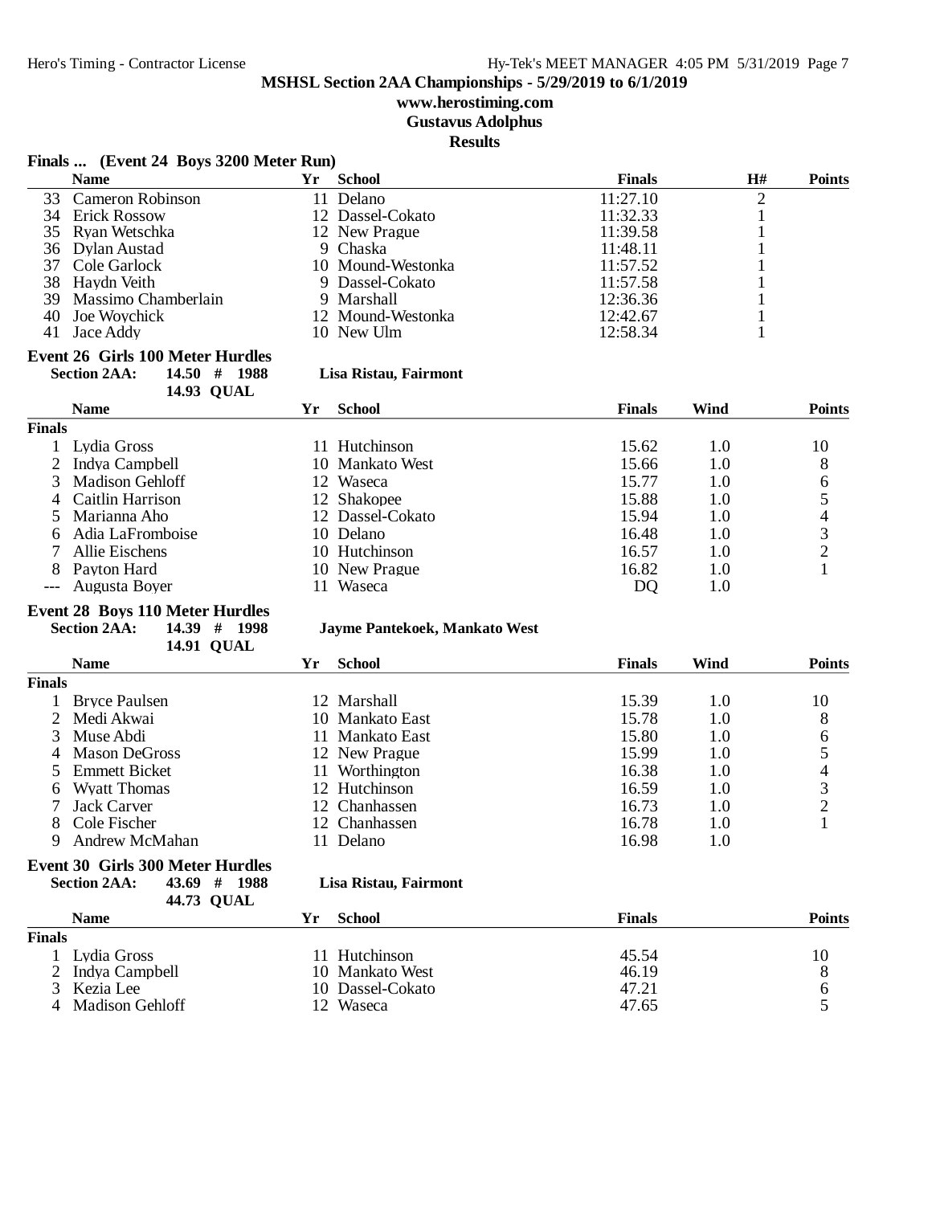# MSHSL Section 2AA Championships - 5/29/2019 to 6/1/2019

**www.herostiming.com**

**Gustavus Adolphus**

**Results**

### Finals ... (Event 24 Boys 3200 Meter Run)

| | Name | Yr | School | Finals | H# | Points |
|---|---|---|---|---|---|---|
| 33 | Cameron Robinson | 11 | Delano | 11:27.10 | 2 | |
| 34 | Erick Rossow | 12 | Dassel-Cokato | 11:32.33 | 1 | |
| 35 | Ryan Wetschka | 12 | New Prague | 11:39.58 | 1 | |
| 36 | Dylan Austad | 9 | Chaska | 11:48.11 | 1 | |
| 37 | Cole Garlock | 10 | Mound-Westonka | 11:57.52 | 1 | |
| 38 | Haydn Veith | 9 | Dassel-Cokato | 11:57.58 | 1 | |
| 39 | Massimo Chamberlain | 9 | Marshall | 12:36.36 | 1 | |
| 40 | Joe Woychick | 12 | Mound-Westonka | 12:42.67 | 1 | |
| 41 | Jace Addy | 10 | New Ulm | 12:58.34 | 1 | |

### Event 26 Girls 100 Meter Hurdles

**Section 2AA:** 14.50 # 1988 **Lisa Ristau, Fairmont**

14.93 QUAL

| | Name | Yr | School | Finals | Wind | Points |
|---|---|---|---|---|---|---|
| **Finals** | | | | | | |
| 1 | Lydia Gross | 11 | Hutchinson | 15.62 | 1.0 | 10 |
| 2 | Indya Campbell | 10 | Mankato West | 15.66 | 1.0 | 8 |
| 3 | Madison Gehloff | 12 | Waseca | 15.77 | 1.0 | 6 |
| 4 | Caitlin Harrison | 12 | Shakopee | 15.88 | 1.0 | 5 |
| 5 | Marianna Aho | 12 | Dassel-Cokato | 15.94 | 1.0 | 4 |
| 6 | Adia LaFromboise | 10 | Delano | 16.48 | 1.0 | 3 |
| 7 | Allie Eischens | 10 | Hutchinson | 16.57 | 1.0 | 2 |
| 8 | Payton Hard | 10 | New Prague | 16.82 | 1.0 | 1 |
| --- | Augusta Boyer | 11 | Waseca | DQ | 1.0 | |

### Event 28 Boys 110 Meter Hurdles

**Section 2AA:** 14.39 # 1998 **Jayme Pantekoek, Mankato West**

14.91 QUAL

| | Name | Yr | School | Finals | Wind | Points |
|---|---|---|---|---|---|---|
| **Finals** | | | | | | |
| 1 | Bryce Paulsen | 12 | Marshall | 15.39 | 1.0 | 10 |
| 2 | Medi Akwai | 10 | Mankato East | 15.78 | 1.0 | 8 |
| 3 | Muse Abdi | 11 | Mankato East | 15.80 | 1.0 | 6 |
| 4 | Mason DeGross | 12 | New Prague | 15.99 | 1.0 | 5 |
| 5 | Emmett Bicket | 11 | Worthington | 16.38 | 1.0 | 4 |
| 6 | Wyatt Thomas | 12 | Hutchinson | 16.59 | 1.0 | 3 |
| 7 | Jack Carver | 12 | Chanhassen | 16.73 | 1.0 | 2 |
| 8 | Cole Fischer | 12 | Chanhassen | 16.78 | 1.0 | 1 |
| 9 | Andrew McMahan | 11 | Delano | 16.98 | 1.0 | |

### Event 30 Girls 300 Meter Hurdles

**Section 2AA:** 43.69 # 1988 **Lisa Ristau, Fairmont**

44.73 QUAL

| | Name | Yr | School | Finals | Points |
|---|---|---|---|---|---|
| **Finals** | | | | | |
| 1 | Lydia Gross | 11 | Hutchinson | 45.54 | 10 |
| 2 | Indya Campbell | 10 | Mankato West | 46.19 | 8 |
| 3 | Kezia Lee | 10 | Dassel-Cokato | 47.21 | 6 |
| 4 | Madison Gehloff | 12 | Waseca | 47.65 | 5 |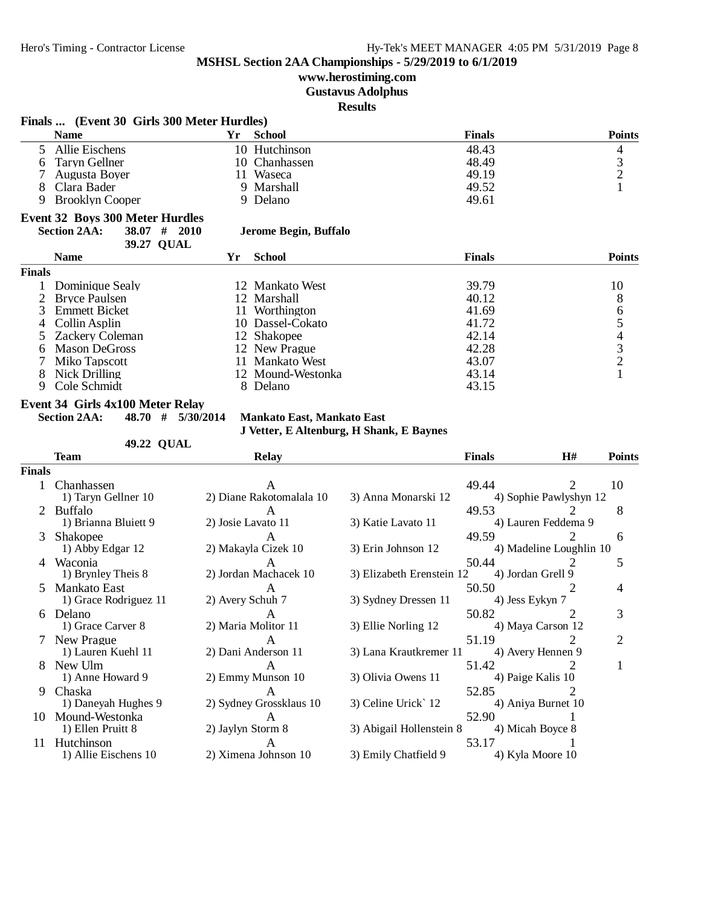# MSHSL Section 2AA Championships - 5/29/2019 to 6/1/2019

**www.herostiming.com**

**Gustavus Adolphus**

**Results**

## Finals ... (Event 30 Girls 300 Meter Hurdles)

| | Name | Yr | School | Finals | Points |
|---|---|---|---|---|---|
| 5 | Allie Eischens | 10 | Hutchinson | 48.43 | 4 |
| 6 | Taryn Gellner | 10 | Chanhassen | 48.49 | 3 |
| 7 | Augusta Boyer | 11 | Waseca | 49.19 | 2 |
| 8 | Clara Bader | 9 | Marshall | 49.52 | 1 |
| 9 | Brooklyn Cooper | 9 | Delano | 49.61 | |

## Event 32 Boys 300 Meter Hurdles

**Section 2AA:** 38.07 # 2010 **Jerome Begin, Buffalo**

39.27 QUAL

| | Name | Yr | School | Finals | Points |
|---|---|---|---|---|---|
| **Finals** | | | | | |
| 1 | Dominique Sealy | 12 | Mankato West | 39.79 | 10 |
| 2 | Bryce Paulsen | 12 | Marshall | 40.12 | 8 |
| 3 | Emmett Bicket | 11 | Worthington | 41.69 | 6 |
| 4 | Collin Asplin | 10 | Dassel-Cokato | 41.72 | 5 |
| 5 | Zackery Coleman | 12 | Shakopee | 42.14 | 4 |
| 6 | Mason DeGross | 12 | New Prague | 42.28 | 3 |
| 7 | Miko Tapscott | 11 | Mankato West | 43.07 | 2 |
| 8 | Nick Drilling | 12 | Mound-Westonka | 43.14 | 1 |
| 9 | Cole Schmidt | 8 | Delano | 43.15 | |

## Event 34 Girls 4x100 Meter Relay

**Section 2AA:** 48.70 # 5/30/2014 **Mankato East, Mankato East**

**J Vetter, E Altenburg, H Shank, E Baynes**

49.22 QUAL

| | Team | Relay | Finals | H# | Points |
|---|---|---|---|---|---|
| **Finals** | | | | | |
| 1 | Chanhassen | A | 49.44 | 2 | 10 |
| | 1) Taryn Gellner 10, 2) Diane Rakotomalala 10, 3) Anna Monarski 12, 4) Sophie Pawlyshyn 12 | | | | |
| 2 | Buffalo | A | 49.53 | 2 | 8 |
| | 1) Brianna Bluiett 9, 2) Josie Lavato 11, 3) Katie Lavato 11, 4) Lauren Feddema 9 | | | | |
| 3 | Shakopee | A | 49.59 | 2 | 6 |
| | 1) Abby Edgar 12, 2) Makayla Cizek 10, 3) Erin Johnson 12, 4) Madeline Loughlin 10 | | | | |
| 4 | Waconia | A | 50.44 | 2 | 5 |
| | 1) Brynley Theis 8, 2) Jordan Machacek 10, 3) Elizabeth Erenstein 12, 4) Jordan Grell 9 | | | | |
| 5 | Mankato East | A | 50.50 | 2 | 4 |
| | 1) Grace Rodriguez 11, 2) Avery Schuh 7, 3) Sydney Dressen 11, 4) Jess Eykyn 7 | | | | |
| 6 | Delano | A | 50.82 | 2 | 3 |
| | 1) Grace Carver 8, 2) Maria Molitor 11, 3) Ellie Norling 12, 4) Maya Carson 12 | | | | |
| 7 | New Prague | A | 51.19 | 2 | 2 |
| | 1) Lauren Kuehl 11, 2) Dani Anderson 11, 3) Lana Krautkremer 11, 4) Avery Hennen 9 | | | | |
| 8 | New Ulm | A | 51.42 | 2 | 1 |
| | 1) Anne Howard 9, 2) Emmy Munson 10, 3) Olivia Owens 11, 4) Paige Kalis 10 | | | | |
| 9 | Chaska | A | 52.85 | 2 | |
| | 1) Daneyah Hughes 9, 2) Sydney Grossklaus 10, 3) Celine Urick` 12, 4) Aniya Burnet 10 | | | | |
| 10 | Mound-Westonka | A | 52.90 | 1 | |
| | 1) Ellen Pruitt 8, 2) Jaylyn Storm 8, 3) Abigail Hollenstein 8, 4) Micah Boyce 8 | | | | |
| 11 | Hutchinson | A | 53.17 | 1 | |
| | 1) Allie Eischens 10, 2) Ximena Johnson 10, 3) Emily Chatfield 9, 4) Kyla Moore 10 | | | | |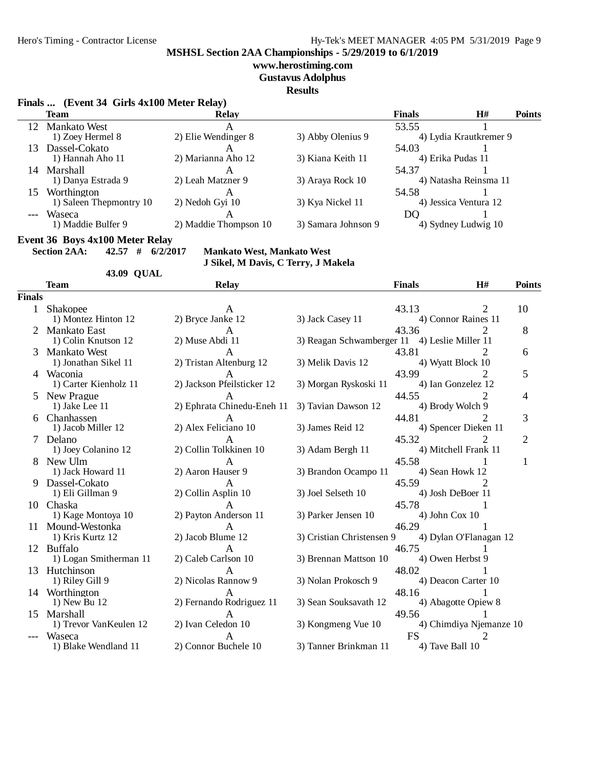**MSHSL Section 2AA Championships - 5/29/2019 to 6/1/2019**

**www.herostiming.com**

**Gustavus Adolphus**

**Results**

### Finals ... (Event 34 Girls 4x100 Meter Relay)

| | Team | Relay | | Finals | H# | Points |
|---|---|---|---|---|---|---|
| 12 | Mankato West | A | | 53.55 | 1 | |
| | 1) Zoey Hermel 8 | 2) Elie Wendinger 8 | 3) Abby Olenius 9 | 4) Lydia Krautkremer 9 | | |
| 13 | Dassel-Cokato | A | | 54.03 | 1 | |
| | 1) Hannah Aho 11 | 2) Marianna Aho 12 | 3) Kiana Keith 11 | 4) Erika Pudas 11 | | |
| 14 | Marshall | A | | 54.37 | 1 | |
| | 1) Danya Estrada 9 | 2) Leah Matzner 9 | 3) Araya Rock 10 | 4) Natasha Reinsma 11 | | |
| 15 | Worthington | A | | 54.58 | 1 | |
| | 1) Saleen Thepmontry 10 | 2) Nedoh Gyi 10 | 3) Kya Nickel 11 | 4) Jessica Ventura 12 | | |
| --- | Waseca | A | | DQ | 1 | |
| | 1) Maddie Bulfer 9 | 2) Maddie Thompson 10 | 3) Samara Johnson 9 | 4) Sydney Ludwig 10 | | |

### Event 36 Boys 4x100 Meter Relay

**Section 2AA: 42.57 # 6/2/2017 Mankato West, Mankato West**
**J Sikel, M Davis, C Terry, J Makela**

**43.09 QUAL**

| | Team | Relay | | Finals | H# | Points |
|---|---|---|---|---|---|---|
| **Finals** | | | | | | |
| 1 | Shakopee | A | | 43.13 | 2 | 10 |
| | 1) Montez Hinton 12 | 2) Bryce Janke 12 | 3) Jack Casey 11 | 4) Connor Raines 11 | | |
| 2 | Mankato East | A | | 43.36 | 2 | 8 |
| | 1) Colin Knutson 12 | 2) Muse Abdi 11 | 3) Reagan Schwamberger 11 | 4) Leslie Miller 11 | | |
| 3 | Mankato West | A | | 43.81 | 2 | 6 |
| | 1) Jonathan Sikel 11 | 2) Tristan Altenburg 12 | 3) Melik Davis 12 | 4) Wyatt Block 10 | | |
| 4 | Waconia | A | | 43.99 | 2 | 5 |
| | 1) Carter Kienholz 11 | 2) Jackson Pfeilsticker 12 | 3) Morgan Ryskoski 11 | 4) Ian Gonzelez 12 | | |
| 5 | New Prague | A | | 44.55 | 2 | 4 |
| | 1) Jake Lee 11 | 2) Ephrata Chinedu-Eneh 11 | 3) Tavian Dawson 12 | 4) Brody Wolch 9 | | |
| 6 | Chanhassen | A | | 44.81 | 2 | 3 |
| | 1) Jacob Miller 12 | 2) Alex Feliciano 10 | 3) James Reid 12 | 4) Spencer Dieken 11 | | |
| 7 | Delano | A | | 45.32 | 2 | 2 |
| | 1) Joey Colanino 12 | 2) Collin Tolkkinen 10 | 3) Adam Bergh 11 | 4) Mitchell Frank 11 | | |
| 8 | New Ulm | A | | 45.58 | 1 | 1 |
| | 1) Jack Howard 11 | 2) Aaron Hauser 9 | 3) Brandon Ocampo 11 | 4) Sean Howk 12 | | |
| 9 | Dassel-Cokato | A | | 45.59 | 2 | |
| | 1) Eli Gillman 9 | 2) Collin Asplin 10 | 3) Joel Selseth 10 | 4) Josh DeBoer 11 | | |
| 10 | Chaska | A | | 45.78 | 1 | |
| | 1) Kage Montoya 10 | 2) Payton Anderson 11 | 3) Parker Jensen 10 | 4) John Cox 10 | | |
| 11 | Mound-Westonka | A | | 46.29 | 1 | |
| | 1) Kris Kurtz 12 | 2) Jacob Blume 12 | 3) Cristian Christensen 9 | 4) Dylan O'Flanagan 12 | | |
| 12 | Buffalo | A | | 46.75 | 1 | |
| | 1) Logan Smitherman 11 | 2) Caleb Carlson 10 | 3) Brennan Mattson 10 | 4) Owen Herbst 9 | | |
| 13 | Hutchinson | A | | 48.02 | 1 | |
| | 1) Riley Gill 9 | 2) Nicolas Rannow 9 | 3) Nolan Prokosch 9 | 4) Deacon Carter 10 | | |
| 14 | Worthington | A | | 48.16 | 1 | |
| | 1) New Bu 12 | 2) Fernando Rodriguez 11 | 3) Sean Souksavath 12 | 4) Abagotte Opiew 8 | | |
| 15 | Marshall | A | | 49.56 | 1 | |
| | 1) Trevor VanKeulen 12 | 2) Ivan Celedon 10 | 3) Kongmeng Vue 10 | 4) Chimdiya Njemanze 10 | | |
| --- | Waseca | A | | FS | 2 | |
| | 1) Blake Wendland 11 | 2) Connor Buchele 10 | 3) Tanner Brinkman 11 | 4) Tave Ball 10 | | |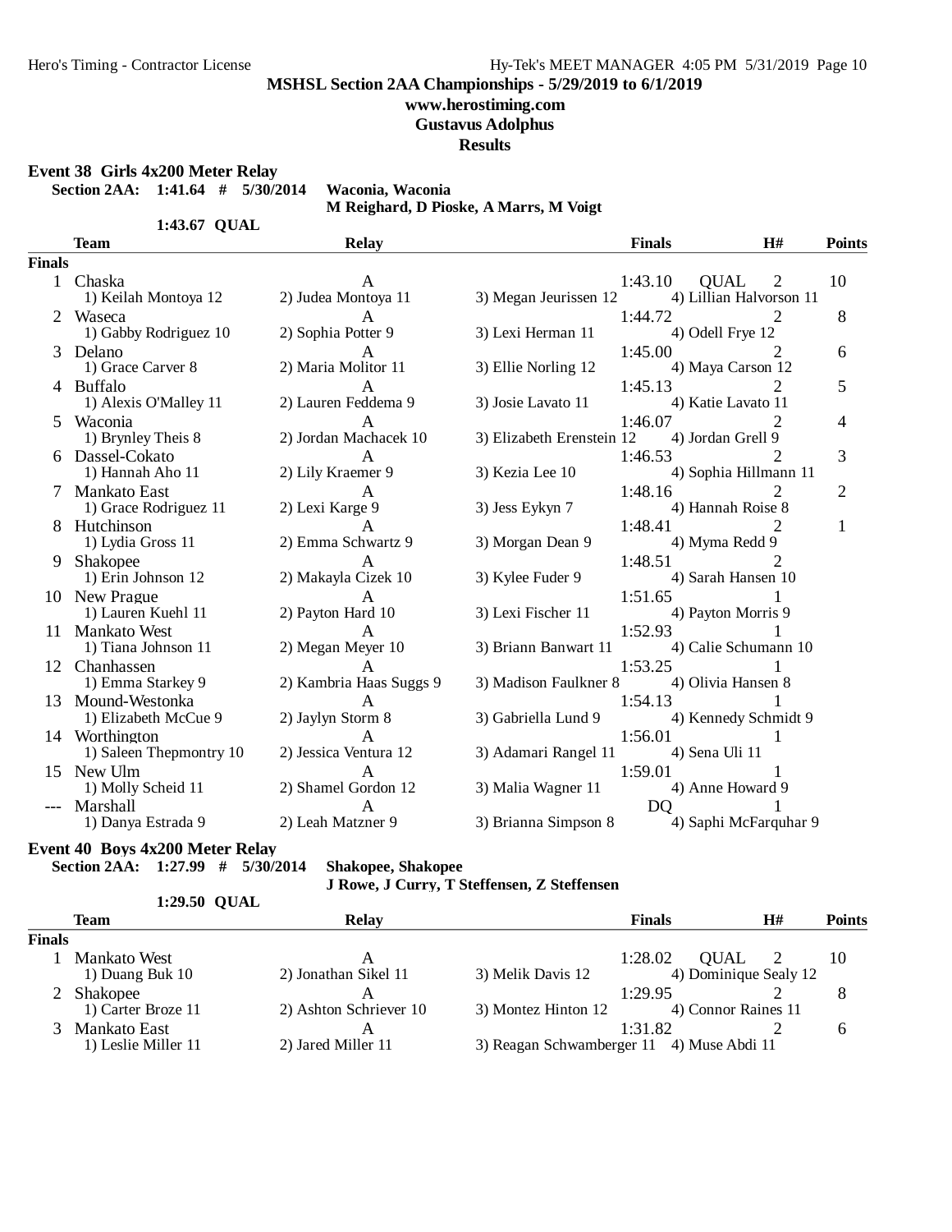**MSHSL Section 2AA Championships - 5/29/2019 to 6/1/2019**

**www.herostiming.com**

**Gustavus Adolphus**

**Results**

## Event 38 Girls 4x200 Meter Relay

**Section 2AA: 1:41.64 # 5/30/2014 Waconia, Waconia**
**M Reighard, D Pioske, A Marrs, M Voigt**

**1:43.67 QUAL**

| | Team | Relay | | Finals | | H# | Points |
|---|---|---|---|---|---|---|---|
| **Finals** | | | | | | | |
| 1 | Chaska | A | | 1:43.10 | QUAL | 2 | 10 |
| | 1) Keilah Montoya 12 | 2) Judea Montoya 11 | 3) Megan Jeurissen 12 | 4) Lillian Halvorson 11 | | | |
| 2 | Waseca | A | | 1:44.72 | | 2 | 8 |
| | 1) Gabby Rodriguez 10 | 2) Sophia Potter 9 | 3) Lexi Herman 11 | 4) Odell Frye 12 | | | |
| 3 | Delano | A | | 1:45.00 | | 2 | 6 |
| | 1) Grace Carver 8 | 2) Maria Molitor 11 | 3) Ellie Norling 12 | 4) Maya Carson 12 | | | |
| 4 | Buffalo | A | | 1:45.13 | | 2 | 5 |
| | 1) Alexis O'Malley 11 | 2) Lauren Feddema 9 | 3) Josie Lavato 11 | 4) Katie Lavato 11 | | | |
| 5 | Waconia | A | | 1:46.07 | | 2 | 4 |
| | 1) Brynley Theis 8 | 2) Jordan Machacek 10 | 3) Elizabeth Erenstein 12 | 4) Jordan Grell 9 | | | |
| 6 | Dassel-Cokato | A | | 1:46.53 | | 2 | 3 |
| | 1) Hannah Aho 11 | 2) Lily Kraemer 9 | 3) Kezia Lee 10 | 4) Sophia Hillmann 11 | | | |
| 7 | Mankato East | A | | 1:48.16 | | 2 | 2 |
| | 1) Grace Rodriguez 11 | 2) Lexi Karge 9 | 3) Jess Eykyn 7 | 4) Hannah Roise 8 | | | |
| 8 | Hutchinson | A | | 1:48.41 | | 2 | 1 |
| | 1) Lydia Gross 11 | 2) Emma Schwartz 9 | 3) Morgan Dean 9 | 4) Myma Redd 9 | | | |
| 9 | Shakopee | A | | 1:48.51 | | 2 | |
| | 1) Erin Johnson 12 | 2) Makayla Cizek 10 | 3) Kylee Fuder 9 | 4) Sarah Hansen 10 | | | |
| 10 | New Prague | A | | 1:51.65 | | 1 | |
| | 1) Lauren Kuehl 11 | 2) Payton Hard 10 | 3) Lexi Fischer 11 | 4) Payton Morris 9 | | | |
| 11 | Mankato West | A | | 1:52.93 | | 1 | |
| | 1) Tiana Johnson 11 | 2) Megan Meyer 10 | 3) Briann Banwart 11 | 4) Calie Schumann 10 | | | |
| 12 | Chanhassen | A | | 1:53.25 | | 1 | |
| | 1) Emma Starkey 9 | 2) Kambria Haas Suggs 9 | 3) Madison Faulkner 8 | 4) Olivia Hansen 8 | | | |
| 13 | Mound-Westonka | A | | 1:54.13 | | 1 | |
| | 1) Elizabeth McCue 9 | 2) Jaylyn Storm 8 | 3) Gabriella Lund 9 | 4) Kennedy Schmidt 9 | | | |
| 14 | Worthington | A | | 1:56.01 | | 1 | |
| | 1) Saleen Thepmontry 10 | 2) Jessica Ventura 12 | 3) Adamari Rangel 11 | 4) Sena Uli 11 | | | |
| 15 | New Ulm | A | | 1:59.01 | | 1 | |
| | 1) Molly Scheid 11 | 2) Shamel Gordon 12 | 3) Malia Wagner 11 | 4) Anne Howard 9 | | | |
| --- | Marshall | A | | DQ | | 1 | |
| | 1) Danya Estrada 9 | 2) Leah Matzner 9 | 3) Brianna Simpson 8 | 4) Saphi McFarquhar 9 | | | |

## Event 40 Boys 4x200 Meter Relay

**Section 2AA: 1:27.99 # 5/30/2014 Shakopee, Shakopee**
**J Rowe, J Curry, T Steffensen, Z Steffensen**

**1:29.50 QUAL**

| | Team | Relay | | Finals | | H# | Points |
|---|---|---|---|---|---|---|---|
| **Finals** | | | | | | | |
| 1 | Mankato West | A | | 1:28.02 | QUAL | 2 | 10 |
| | 1) Duang Buk 10 | 2) Jonathan Sikel 11 | 3) Melik Davis 12 | 4) Dominique Sealy 12 | | | |
| 2 | Shakopee | A | | 1:29.95 | | 2 | 8 |
| | 1) Carter Broze 11 | 2) Ashton Schriever 10 | 3) Montez Hinton 12 | 4) Connor Raines 11 | | | |
| 3 | Mankato East | A | | 1:31.82 | | 2 | 6 |
| | 1) Leslie Miller 11 | 2) Jared Miller 11 | 3) Reagan Schwamberger 11 | 4) Muse Abdi 11 | | | |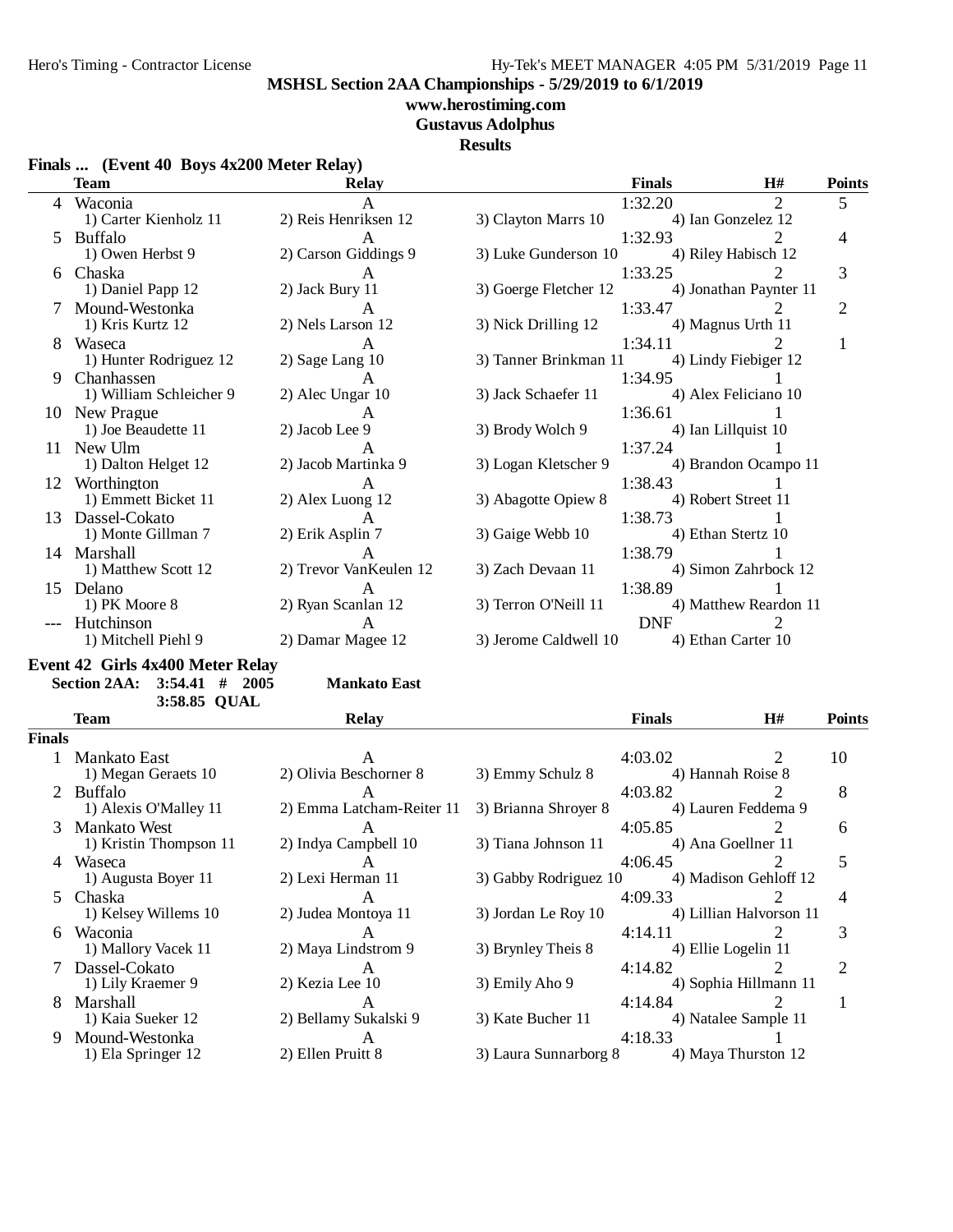## MSHSL Section 2AA Championships - 5/29/2019 to 6/1/2019

**www.herostiming.com**

**Gustavus Adolphus**

**Results**

### Finals ... (Event 40 Boys 4x200 Meter Relay)

| | Team | Relay | | Finals | H# | Points |
|---|---|---|---|---|---|---|
| 4 | Waconia | A | | 1:32.20 | 2 | 5 |
| | 1) Carter Kienholz 11 | 2) Reis Henriksen 12 | 3) Clayton Marrs 10 | 4) Ian Gonzelez 12 | | |
| 5 | Buffalo | A | | 1:32.93 | 2 | 4 |
| | 1) Owen Herbst 9 | 2) Carson Giddings 9 | 3) Luke Gunderson 10 | 4) Riley Habisch 12 | | |
| 6 | Chaska | A | | 1:33.25 | 2 | 3 |
| | 1) Daniel Papp 12 | 2) Jack Bury 11 | 3) Goerge Fletcher 12 | 4) Jonathan Paynter 11 | | |
| 7 | Mound-Westonka | A | | 1:33.47 | 2 | 2 |
| | 1) Kris Kurtz 12 | 2) Nels Larson 12 | 3) Nick Drilling 12 | 4) Magnus Urth 11 | | |
| 8 | Waseca | A | | 1:34.11 | 2 | 1 |
| | 1) Hunter Rodriguez 12 | 2) Sage Lang 10 | 3) Tanner Brinkman 11 | 4) Lindy Fiebiger 12 | | |
| 9 | Chanhassen | A | | 1:34.95 | 1 | |
| | 1) William Schleicher 9 | 2) Alec Ungar 10 | 3) Jack Schaefer 11 | 4) Alex Feliciano 10 | | |
| 10 | New Prague | A | | 1:36.61 | 1 | |
| | 1) Joe Beaudette 11 | 2) Jacob Lee 9 | 3) Brody Wolch 9 | 4) Ian Lillquist 10 | | |
| 11 | New Ulm | A | | 1:37.24 | 1 | |
| | 1) Dalton Helget 12 | 2) Jacob Martinka 9 | 3) Logan Kletscher 9 | 4) Brandon Ocampo 11 | | |
| 12 | Worthington | A | | 1:38.43 | 1 | |
| | 1) Emmett Bicket 11 | 2) Alex Luong 12 | 3) Abagotte Opiew 8 | 4) Robert Street 11 | | |
| 13 | Dassel-Cokato | A | | 1:38.73 | 1 | |
| | 1) Monte Gillman 7 | 2) Erik Asplin 7 | 3) Gaige Webb 10 | 4) Ethan Stertz 10 | | |
| 14 | Marshall | A | | 1:38.79 | 1 | |
| | 1) Matthew Scott 12 | 2) Trevor VanKeulen 12 | 3) Zach Devaan 11 | 4) Simon Zahrbock 12 | | |
| 15 | Delano | A | | 1:38.89 | 1 | |
| | 1) PK Moore 8 | 2) Ryan Scanlan 12 | 3) Terron O'Neill 11 | 4) Matthew Reardon 11 | | |
| --- | Hutchinson | A | | DNF | 2 | |
| | 1) Mitchell Piehl 9 | 2) Damar Magee 12 | 3) Jerome Caldwell 10 | 4) Ethan Carter 10 | | |

### Event 42 Girls 4x400 Meter Relay

**Section 2AA: 3:54.41 # 2005 Mankato East**

**3:58.85 QUAL**

**Finals**

| | Team | Relay | | Finals | H# | Points |
|---|---|---|---|---|---|---|
| 1 | Mankato East | A | | 4:03.02 | 2 | 10 |
| | 1) Megan Geraets 10 | 2) Olivia Beschorner 8 | 3) Emmy Schulz 8 | 4) Hannah Roise 8 | | |
| 2 | Buffalo | A | | 4:03.82 | 2 | 8 |
| | 1) Alexis O'Malley 11 | 2) Emma Latcham-Reiter 11 | 3) Brianna Shroyer 8 | 4) Lauren Feddema 9 | | |
| 3 | Mankato West | A | | 4:05.85 | 2 | 6 |
| | 1) Kristin Thompson 11 | 2) Indya Campbell 10 | 3) Tiana Johnson 11 | 4) Ana Goellner 11 | | |
| 4 | Waseca | A | | 4:06.45 | 2 | 5 |
| | 1) Augusta Boyer 11 | 2) Lexi Herman 11 | 3) Gabby Rodriguez 10 | 4) Madison Gehloff 12 | | |
| 5 | Chaska | A | | 4:09.33 | 2 | 4 |
| | 1) Kelsey Willems 10 | 2) Judea Montoya 11 | 3) Jordan Le Roy 10 | 4) Lillian Halvorson 11 | | |
| 6 | Waconia | A | | 4:14.11 | 2 | 3 |
| | 1) Mallory Vacek 11 | 2) Maya Lindstrom 9 | 3) Brynley Theis 8 | 4) Ellie Logelin 11 | | |
| 7 | Dassel-Cokato | A | | 4:14.82 | 2 | 2 |
| | 1) Lily Kraemer 9 | 2) Kezia Lee 10 | 3) Emily Aho 9 | 4) Sophia Hillmann 11 | | |
| 8 | Marshall | A | | 4:14.84 | 2 | 1 |
| | 1) Kaia Sueker 12 | 2) Bellamy Sukalski 9 | 3) Kate Bucher 11 | 4) Natalee Sample 11 | | |
| 9 | Mound-Westonka | A | | 4:18.33 | 1 | |
| | 1) Ela Springer 12 | 2) Ellen Pruitt 8 | 3) Laura Sunnarborg 8 | 4) Maya Thurston 12 | | |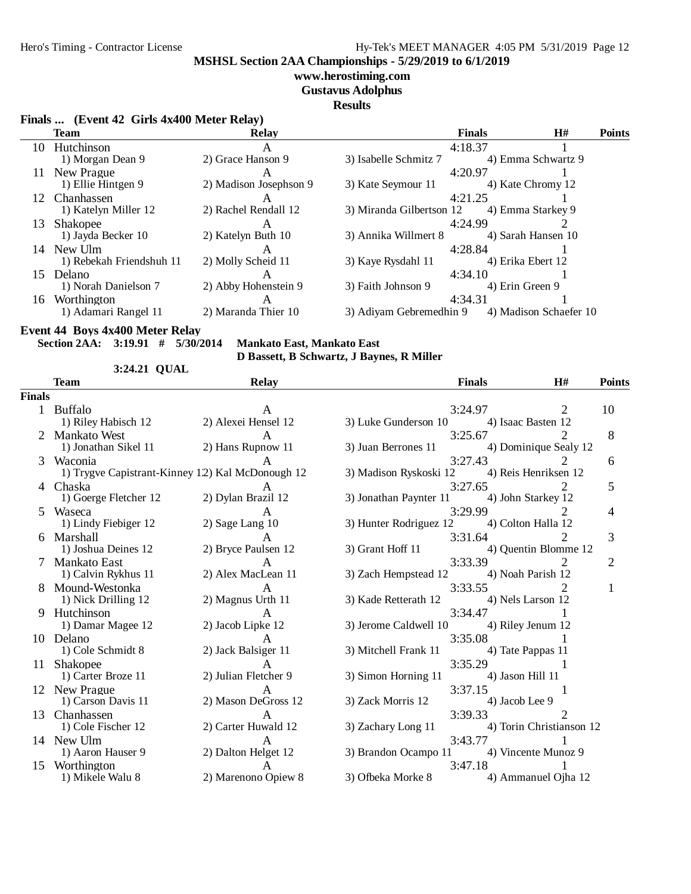**MSHSL Section 2AA Championships - 5/29/2019 to 6/1/2019**

**www.herostiming.com**

**Gustavus Adolphus**

**Results**

### Finals ... (Event 42 Girls 4x400 Meter Relay)

| | Team | Relay | Finals | H# | Points |
|---|---|---|---|---|---|
| 10 | Hutchinson | A | 4:18.37 | 1 | |
| | 1) Morgan Dean 9 | 2) Grace Hanson 9 | 3) Isabelle Schmitz 7 | 4) Emma Schwartz 9 | |
| 11 | New Prague | A | 4:20.97 | 1 | |
| | 1) Ellie Hintgen 9 | 2) Madison Josephson 9 | 3) Kate Seymour 11 | 4) Kate Chromy 12 | |
| 12 | Chanhassen | A | 4:21.25 | 1 | |
| | 1) Katelyn Miller 12 | 2) Rachel Rendall 12 | 3) Miranda Gilbertson 12 | 4) Emma Starkey 9 | |
| 13 | Shakopee | A | 4:24.99 | 2 | |
| | 1) Jayda Becker 10 | 2) Katelyn Buth 10 | 3) Annika Willmert 8 | 4) Sarah Hansen 10 | |
| 14 | New Ulm | A | 4:28.84 | 1 | |
| | 1) Rebekah Friendshuh 11 | 2) Molly Scheid 11 | 3) Kaye Rysdahl 11 | 4) Erika Ebert 12 | |
| 15 | Delano | A | 4:34.10 | 1 | |
| | 1) Norah Danielson 7 | 2) Abby Hohenstein 9 | 3) Faith Johnson 9 | 4) Erin Green 9 | |
| 16 | Worthington | A | 4:34.31 | 1 | |
| | 1) Adamari Rangel 11 | 2) Maranda Thier 10 | 3) Adiyam Gebremedhin 9 | 4) Madison Schaefer 10 | |

### Event 44 Boys 4x400 Meter Relay

**Section 2AA: 3:19.91 # 5/30/2014 Mankato East, Mankato East**
**D Bassett, B Schwartz, J Baynes, R Miller**

**3:24.21 QUAL**

| | Team | Relay | Finals | H# | Points |
|---|---|---|---|---|---|
| **Finals** | | | | | |
| 1 | Buffalo | A | 3:24.97 | 2 | 10 |
| | 1) Riley Habisch 12 | 2) Alexei Hensel 12 | 3) Luke Gunderson 10 | 4) Isaac Basten 12 | |
| 2 | Mankato West | A | 3:25.67 | 2 | 8 |
| | 1) Jonathan Sikel 11 | 2) Hans Rupnow 11 | 3) Juan Berrones 11 | 4) Dominique Sealy 12 | |
| 3 | Waconia | A | 3:27.43 | 2 | 6 |
| | 1) Trygve Capistrant-Kinney 12 | 2) Kal McDonough 12 | 3) Madison Ryskoski 12 | 4) Reis Henriksen 12 | |
| 4 | Chaska | A | 3:27.65 | 2 | 5 |
| | 1) Goerge Fletcher 12 | 2) Dylan Brazil 12 | 3) Jonathan Paynter 11 | 4) John Starkey 12 | |
| 5 | Waseca | A | 3:29.99 | 2 | 4 |
| | 1) Lindy Fiebiger 12 | 2) Sage Lang 10 | 3) Hunter Rodriguez 12 | 4) Colton Halla 12 | |
| 6 | Marshall | A | 3:31.64 | 2 | 3 |
| | 1) Joshua Deines 12 | 2) Bryce Paulsen 12 | 3) Grant Hoff 11 | 4) Quentin Blomme 12 | |
| 7 | Mankato East | A | 3:33.39 | 2 | 2 |
| | 1) Calvin Rykhus 11 | 2) Alex MacLean 11 | 3) Zach Hempstead 12 | 4) Noah Parish 12 | |
| 8 | Mound-Westonka | A | 3:33.55 | 2 | 1 |
| | 1) Nick Drilling 12 | 2) Magnus Urth 11 | 3) Kade Retterath 12 | 4) Nels Larson 12 | |
| 9 | Hutchinson | A | 3:34.47 | 1 | |
| | 1) Damar Magee 12 | 2) Jacob Lipke 12 | 3) Jerome Caldwell 10 | 4) Riley Jenum 12 | |
| 10 | Delano | A | 3:35.08 | 1 | |
| | 1) Cole Schmidt 8 | 2) Jack Balsiger 11 | 3) Mitchell Frank 11 | 4) Tate Pappas 11 | |
| 11 | Shakopee | A | 3:35.29 | 1 | |
| | 1) Carter Broze 11 | 2) Julian Fletcher 9 | 3) Simon Horning 11 | 4) Jason Hill 11 | |
| 12 | New Prague | A | 3:37.15 | 1 | |
| | 1) Carson Davis 11 | 2) Mason DeGross 12 | 3) Zack Morris 12 | 4) Jacob Lee 9 | |
| 13 | Chanhassen | A | 3:39.33 | 2 | |
| | 1) Cole Fischer 12 | 2) Carter Huwald 12 | 3) Zachary Long 11 | 4) Torin Christianson 12 | |
| 14 | New Ulm | A | 3:43.77 | 1 | |
| | 1) Aaron Hauser 9 | 2) Dalton Helget 12 | 3) Brandon Ocampo 11 | 4) Vincente Munoz 9 | |
| 15 | Worthington | A | 3:47.18 | 1 | |
| | 1) Mikele Walu 8 | 2) Marenono Opiew 8 | 3) Ofbeka Morke 8 | 4) Ammanuel Ojha 12 | |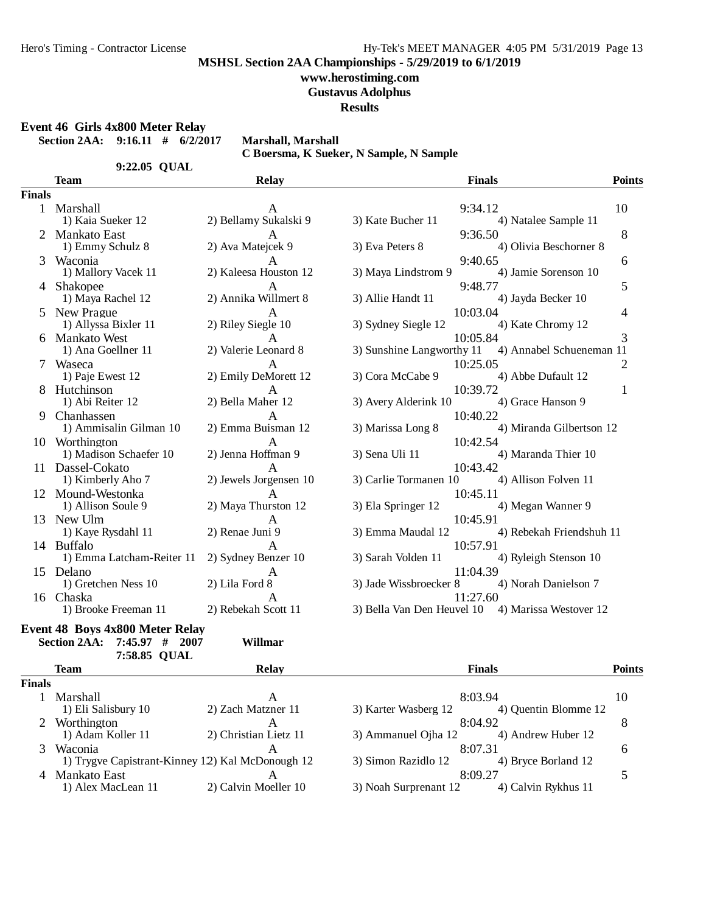**MSHSL Section 2AA Championships - 5/29/2019 to 6/1/2019**

**www.herostiming.com**

**Gustavus Adolphus**

**Results**

### Event 46 Girls 4x800 Meter Relay

**Section 2AA: 9:16.11 # 6/2/2017 Marshall, Marshall**
**C Boersma, K Sueker, N Sample, N Sample**

**9:22.05 QUAL**

| | Team | Relay | Finals | Points |
|---|---|---|---|---|
| **Finals** | | | | |
| 1 | Marshall | A | 9:34.12 | 10 |
| | 1) Kaia Sueker 12 | 2) Bellamy Sukalski 9 | 3) Kate Bucher 11 | 4) Natalee Sample 11 |
| 2 | Mankato East | A | 9:36.50 | 8 |
| | 1) Emmy Schulz 8 | 2) Ava Matejcek 9 | 3) Eva Peters 8 | 4) Olivia Beschorner 8 |
| 3 | Waconia | A | 9:40.65 | 6 |
| | 1) Mallory Vacek 11 | 2) Kaleesa Houston 12 | 3) Maya Lindstrom 9 | 4) Jamie Sorenson 10 |
| 4 | Shakopee | A | 9:48.77 | 5 |
| | 1) Maya Rachel 12 | 2) Annika Willmert 8 | 3) Allie Handt 11 | 4) Jayda Becker 10 |
| 5 | New Prague | A | 10:03.04 | 4 |
| | 1) Allyssa Bixler 11 | 2) Riley Siegle 10 | 3) Sydney Siegle 12 | 4) Kate Chromy 12 |
| 6 | Mankato West | A | 10:05.84 | 3 |
| | 1) Ana Goellner 11 | 2) Valerie Leonard 8 | 3) Sunshine Langworthy 11 | 4) Annabel Schueneman 11 |
| 7 | Waseca | A | 10:25.05 | 2 |
| | 1) Paje Ewest 12 | 2) Emily DeMorett 12 | 3) Cora McCabe 9 | 4) Abbe Dufault 12 |
| 8 | Hutchinson | A | 10:39.72 | 1 |
| | 1) Abi Reiter 12 | 2) Bella Maher 12 | 3) Avery Alderink 10 | 4) Grace Hanson 9 |
| 9 | Chanhassen | A | 10:40.22 | |
| | 1) Ammisalin Gilman 10 | 2) Emma Buisman 12 | 3) Marissa Long 8 | 4) Miranda Gilbertson 12 |
| 10 | Worthington | A | 10:42.54 | |
| | 1) Madison Schaefer 10 | 2) Jenna Hoffman 9 | 3) Sena Uli 11 | 4) Maranda Thier 10 |
| 11 | Dassel-Cokato | A | 10:43.42 | |
| | 1) Kimberly Aho 7 | 2) Jewels Jorgensen 10 | 3) Carlie Tormanen 10 | 4) Allison Folven 11 |
| 12 | Mound-Westonka | A | 10:45.11 | |
| | 1) Allison Soule 9 | 2) Maya Thurston 12 | 3) Ela Springer 12 | 4) Megan Wanner 9 |
| 13 | New Ulm | A | 10:45.91 | |
| | 1) Kaye Rysdahl 11 | 2) Renae Juni 9 | 3) Emma Maudal 12 | 4) Rebekah Friendshuh 11 |
| 14 | Buffalo | A | 10:57.91 | |
| | 1) Emma Latcham-Reiter 11 | 2) Sydney Benzer 10 | 3) Sarah Volden 11 | 4) Ryleigh Stenson 10 |
| 15 | Delano | A | 11:04.39 | |
| | 1) Gretchen Ness 10 | 2) Lila Ford 8 | 3) Jade Wissbroecker 8 | 4) Norah Danielson 7 |
| 16 | Chaska | A | 11:27.60 | |
| | 1) Brooke Freeman 11 | 2) Rebekah Scott 11 | 3) Bella Van Den Heuvel 10 | 4) Marissa Westover 12 |

### Event 48 Boys 4x800 Meter Relay

**Section 2AA: 7:45.97 # 2007 Willmar**

**7:58.85 QUAL**

| | Team | Relay | Finals | Points |
|---|---|---|---|---|
| **Finals** | | | | |
| 1 | Marshall | A | 8:03.94 | 10 |
| | 1) Eli Salisbury 10 | 2) Zach Matzner 11 | 3) Karter Wasberg 12 | 4) Quentin Blomme 12 |
| 2 | Worthington | A | 8:04.92 | 8 |
| | 1) Adam Koller 11 | 2) Christian Lietz 11 | 3) Ammanuel Ojha 12 | 4) Andrew Huber 12 |
| 3 | Waconia | A | 8:07.31 | 6 |
| | 1) Trygve Capistrant-Kinney 12 | 2) Kal McDonough 12 | 3) Simon Razidlo 12 | 4) Bryce Borland 12 |
| 4 | Mankato East | A | 8:09.27 | 5 |
| | 1) Alex MacLean 11 | 2) Calvin Moeller 10 | 3) Noah Surprenant 12 | 4) Calvin Rykhus 11 |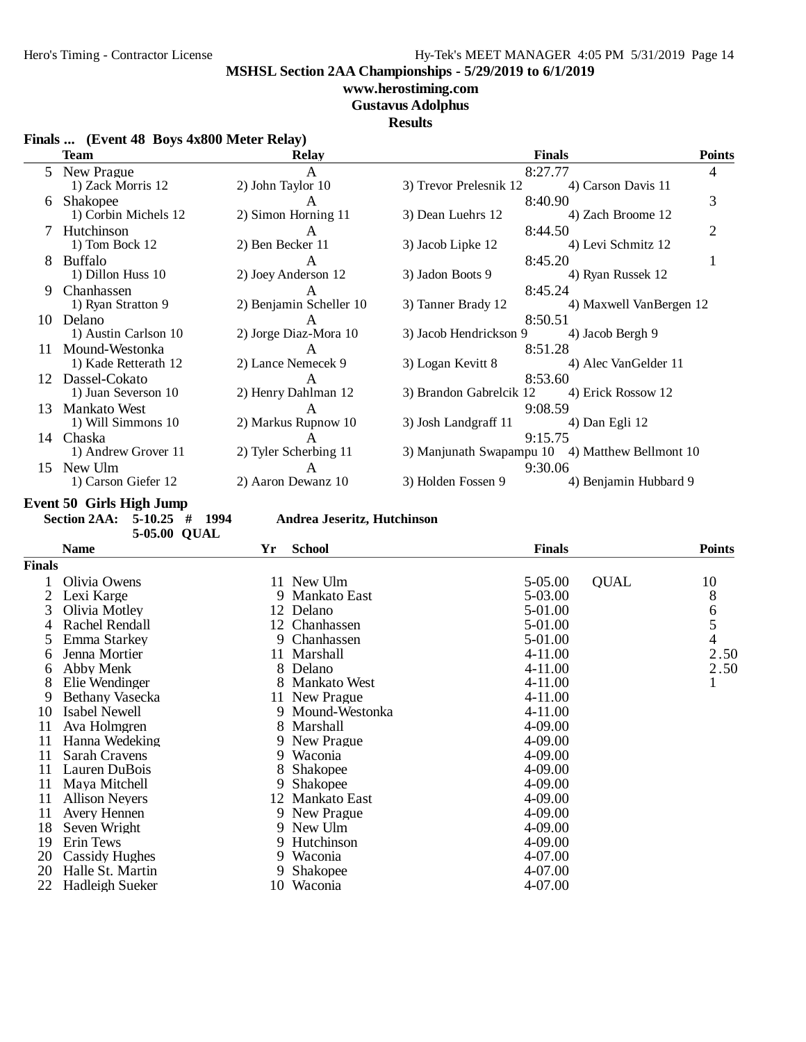**MSHSL Section 2AA Championships - 5/29/2019 to 6/1/2019**

**www.herostiming.com**

**Gustavus Adolphus**

**Results**

### Finals ... (Event 48 Boys 4x800 Meter Relay)

| | Team | Relay | | Finals | | Points |
|---|---|---|---|---|---|---|
| 5 | New Prague | A | | 8:27.77 | | 4 |
| | 1) Zack Morris 12 | 2) John Taylor 10 | 3) Trevor Prelesnik 12 | | 4) Carson Davis 11 | |
| 6 | Shakopee | A | | 8:40.90 | | 3 |
| | 1) Corbin Michels 12 | 2) Simon Horning 11 | 3) Dean Luehrs 12 | | 4) Zach Broome 12 | |
| 7 | Hutchinson | A | | 8:44.50 | | 2 |
| | 1) Tom Bock 12 | 2) Ben Becker 11 | 3) Jacob Lipke 12 | | 4) Levi Schmitz 12 | |
| 8 | Buffalo | A | | 8:45.20 | | 1 |
| | 1) Dillon Huss 10 | 2) Joey Anderson 12 | 3) Jadon Boots 9 | | 4) Ryan Russek 12 | |
| 9 | Chanhassen | A | | 8:45.24 | | |
| | 1) Ryan Stratton 9 | 2) Benjamin Scheller 10 | 3) Tanner Brady 12 | | 4) Maxwell VanBergen 12 | |
| 10 | Delano | A | | 8:50.51 | | |
| | 1) Austin Carlson 10 | 2) Jorge Diaz-Mora 10 | 3) Jacob Hendrickson 9 | | 4) Jacob Bergh 9 | |
| 11 | Mound-Westonka | A | | 8:51.28 | | |
| | 1) Kade Retterath 12 | 2) Lance Nemecek 9 | 3) Logan Kevitt 8 | | 4) Alec VanGelder 11 | |
| 12 | Dassel-Cokato | A | | 8:53.60 | | |
| | 1) Juan Severson 10 | 2) Henry Dahlman 12 | 3) Brandon Gabrelcik 12 | | 4) Erick Rossow 12 | |
| 13 | Mankato West | A | | 9:08.59 | | |
| | 1) Will Simmons 10 | 2) Markus Rupnow 10 | 3) Josh Landgraff 11 | | 4) Dan Egli 12 | |
| 14 | Chaska | A | | 9:15.75 | | |
| | 1) Andrew Grover 11 | 2) Tyler Scherbing 11 | 3) Manjunath Swapampu 10 | | 4) Matthew Bellmont 10 | |
| 15 | New Ulm | A | | 9:30.06 | | |
| | 1) Carson Giefer 12 | 2) Aaron Dewanz 10 | 3) Holden Fossen 9 | | 4) Benjamin Hubbard 9 | |

### Event 50 Girls High Jump

**Section 2AA: 5-10.25 # 1994 Andrea Jeseritz, Hutchinson**

**5-05.00 QUAL**

| | Name | Yr | School | Finals | | Points |
|---|---|---|---|---|---|---|
| **Finals** | | | | | | |
| 1 | Olivia Owens | 11 | New Ulm | 5-05.00 | QUAL | 10 |
| 2 | Lexi Karge | 9 | Mankato East | 5-03.00 | | 8 |
| 3 | Olivia Motley | 12 | Delano | 5-01.00 | | 6 |
| 4 | Rachel Rendall | 12 | Chanhassen | 5-01.00 | | 5 |
| 5 | Emma Starkey | 9 | Chanhassen | 5-01.00 | | 4 |
| 6 | Jenna Mortier | 11 | Marshall | 4-11.00 | | 2.50 |
| 6 | Abby Menk | 8 | Delano | 4-11.00 | | 2.50 |
| 8 | Elie Wendinger | 8 | Mankato West | 4-11.00 | | 1 |
| 9 | Bethany Vasecka | 11 | New Prague | 4-11.00 | | |
| 10 | Isabel Newell | 9 | Mound-Westonka | 4-11.00 | | |
| 11 | Ava Holmgren | 8 | Marshall | 4-09.00 | | |
| 11 | Hanna Wedeking | 9 | New Prague | 4-09.00 | | |
| 11 | Sarah Cravens | 9 | Waconia | 4-09.00 | | |
| 11 | Lauren DuBois | 8 | Shakopee | 4-09.00 | | |
| 11 | Maya Mitchell | 9 | Shakopee | 4-09.00 | | |
| 11 | Allison Neyers | 12 | Mankato East | 4-09.00 | | |
| 11 | Avery Hennen | 9 | New Prague | 4-09.00 | | |
| 18 | Seven Wright | 9 | New Ulm | 4-09.00 | | |
| 19 | Erin Tews | 9 | Hutchinson | 4-09.00 | | |
| 20 | Cassidy Hughes | 9 | Waconia | 4-07.00 | | |
| 20 | Halle St. Martin | 9 | Shakopee | 4-07.00 | | |
| 22 | Hadleigh Sueker | 10 | Waconia | 4-07.00 | | |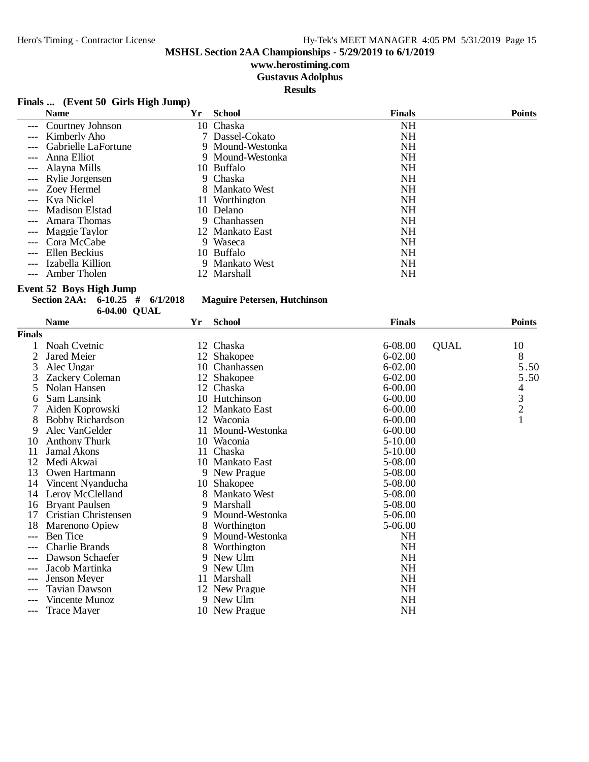# MSHSL Section 2AA Championships - 5/29/2019 to 6/1/2019

**www.herostiming.com**

**Gustavus Adolphus**

**Results**

### Finals ... (Event 50 Girls High Jump)

| | Name | Yr | School | Finals | | Points |
|---|---|---|---|---|---|---|
| --- | Courtney Johnson | 10 | Chaska | NH | | |
| --- | Kimberly Aho | 7 | Dassel-Cokato | NH | | |
| --- | Gabrielle LaFortune | 9 | Mound-Westonka | NH | | |
| --- | Anna Elliot | 9 | Mound-Westonka | NH | | |
| --- | Alayna Mills | 10 | Buffalo | NH | | |
| --- | Rylie Jorgensen | 9 | Chaska | NH | | |
| --- | Zoey Hermel | 8 | Mankato West | NH | | |
| --- | Kya Nickel | 11 | Worthington | NH | | |
| --- | Madison Elstad | 10 | Delano | NH | | |
| --- | Amara Thomas | 9 | Chanhassen | NH | | |
| --- | Maggie Taylor | 12 | Mankato East | NH | | |
| --- | Cora McCabe | 9 | Waseca | NH | | |
| --- | Ellen Beckius | 10 | Buffalo | NH | | |
| --- | Izabella Killion | 9 | Mankato West | NH | | |
| --- | Amber Tholen | 12 | Marshall | NH | | |

### Event 52 Boys High Jump

**Section 2AA: 6-10.25 # 6/1/2018 Maguire Petersen, Hutchinson**

**6-04.00 QUAL**

| | Name | Yr | School | Finals | | Points |
|---|---|---|---|---|---|---|
| **Finals** | | | | | | |
| 1 | Noah Cvetnic | 12 | Chaska | 6-08.00 | QUAL | 10 |
| 2 | Jared Meier | 12 | Shakopee | 6-02.00 | | 8 |
| 3 | Alec Ungar | 10 | Chanhassen | 6-02.00 | | 5.50 |
| 3 | Zackery Coleman | 12 | Shakopee | 6-02.00 | | 5.50 |
| 5 | Nolan Hansen | 12 | Chaska | 6-00.00 | | 4 |
| 6 | Sam Lansink | 10 | Hutchinson | 6-00.00 | | 3 |
| 7 | Aiden Koprowski | 12 | Mankato East | 6-00.00 | | 2 |
| 8 | Bobby Richardson | 12 | Waconia | 6-00.00 | | 1 |
| 9 | Alec VanGelder | 11 | Mound-Westonka | 6-00.00 | | |
| 10 | Anthony Thurk | 10 | Waconia | 5-10.00 | | |
| 11 | Jamal Akons | 11 | Chaska | 5-10.00 | | |
| 12 | Medi Akwai | 10 | Mankato East | 5-08.00 | | |
| 13 | Owen Hartmann | 9 | New Prague | 5-08.00 | | |
| 14 | Vincent Nyanducha | 10 | Shakopee | 5-08.00 | | |
| 14 | Leroy McClelland | 8 | Mankato West | 5-08.00 | | |
| 16 | Bryant Paulsen | 9 | Marshall | 5-08.00 | | |
| 17 | Cristian Christensen | 9 | Mound-Westonka | 5-06.00 | | |
| 18 | Marenono Opiew | 8 | Worthington | 5-06.00 | | |
| --- | Ben Tice | 9 | Mound-Westonka | NH | | |
| --- | Charlie Brands | 8 | Worthington | NH | | |
| --- | Dawson Schaefer | 9 | New Ulm | NH | | |
| --- | Jacob Martinka | 9 | New Ulm | NH | | |
| --- | Jenson Meyer | 11 | Marshall | NH | | |
| --- | Tavian Dawson | 12 | New Prague | NH | | |
| --- | Vincente Munoz | 9 | New Ulm | NH | | |
| --- | Trace Mayer | 10 | New Prague | NH | | |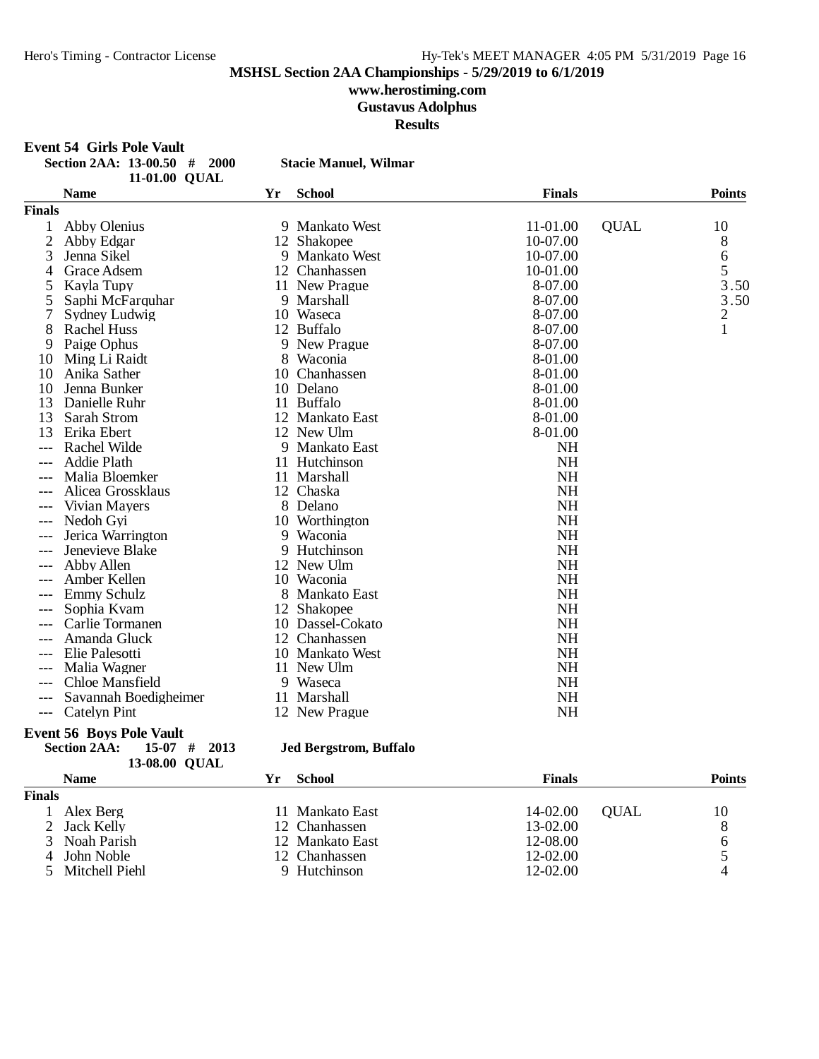**MSHSL Section 2AA Championships - 5/29/2019 to 6/1/2019**

**www.herostiming.com**

**Gustavus Adolphus**

**Results**

## Event 54 Girls Pole Vault

**Section 2AA: 13-00.50 # 2000 Stacie Manuel, Wilmar**

**11-01.00 QUAL**

| | Name | Yr | School | Finals | | Points |
|---|---|---|---|---|---|---|
| **Finals** | | | | | | |
| 1 | Abby Olenius | 9 | Mankato West | 11-01.00 | QUAL | 10 |
| 2 | Abby Edgar | 12 | Shakopee | 10-07.00 | | 8 |
| 3 | Jenna Sikel | 9 | Mankato West | 10-07.00 | | 6 |
| 4 | Grace Adsem | 12 | Chanhassen | 10-01.00 | | 5 |
| 5 | Kayla Tupy | 11 | New Prague | 8-07.00 | | 3.50 |
| 5 | Saphi McFarquhar | 9 | Marshall | 8-07.00 | | 3.50 |
| 7 | Sydney Ludwig | 10 | Waseca | 8-07.00 | | 2 |
| 8 | Rachel Huss | 12 | Buffalo | 8-07.00 | | 1 |
| 9 | Paige Ophus | 9 | New Prague | 8-07.00 | | |
| 10 | Ming Li Raidt | 8 | Waconia | 8-01.00 | | |
| 10 | Anika Sather | 10 | Chanhassen | 8-01.00 | | |
| 10 | Jenna Bunker | 10 | Delano | 8-01.00 | | |
| 13 | Danielle Ruhr | 11 | Buffalo | 8-01.00 | | |
| 13 | Sarah Strom | 12 | Mankato East | 8-01.00 | | |
| 13 | Erika Ebert | 12 | New Ulm | 8-01.00 | | |
| --- | Rachel Wilde | 9 | Mankato East | NH | | |
| --- | Addie Plath | 11 | Hutchinson | NH | | |
| --- | Malia Bloemker | 11 | Marshall | NH | | |
| --- | Alicea Grossklaus | 12 | Chaska | NH | | |
| --- | Vivian Mayers | 8 | Delano | NH | | |
| --- | Nedoh Gyi | 10 | Worthington | NH | | |
| --- | Jerica Warrington | 9 | Waconia | NH | | |
| --- | Jenevieve Blake | 9 | Hutchinson | NH | | |
| --- | Abby Allen | 12 | New Ulm | NH | | |
| --- | Amber Kellen | 10 | Waconia | NH | | |
| --- | Emmy Schulz | 8 | Mankato East | NH | | |
| --- | Sophia Kvam | 12 | Shakopee | NH | | |
| --- | Carlie Tormanen | 10 | Dassel-Cokato | NH | | |
| --- | Amanda Gluck | 12 | Chanhassen | NH | | |
| --- | Elie Palesotti | 10 | Mankato West | NH | | |
| --- | Malia Wagner | 11 | New Ulm | NH | | |
| --- | Chloe Mansfield | 9 | Waseca | NH | | |
| --- | Savannah Boedigheimer | 11 | Marshall | NH | | |
| --- | Catelyn Pint | 12 | New Prague | NH | | |

## Event 56 Boys Pole Vault

**Section 2AA: 15-07 # 2013 Jed Bergstrom, Buffalo**

**13-08.00 QUAL**

| | Name | Yr | School | Finals | | Points |
|---|---|---|---|---|---|---|
| **Finals** | | | | | | |
| 1 | Alex Berg | 11 | Mankato East | 14-02.00 | QUAL | 10 |
| 2 | Jack Kelly | 12 | Chanhassen | 13-02.00 | | 8 |
| 3 | Noah Parish | 12 | Mankato East | 12-08.00 | | 6 |
| 4 | John Noble | 12 | Chanhassen | 12-02.00 | | 5 |
| 5 | Mitchell Piehl | 9 | Hutchinson | 12-02.00 | | 4 |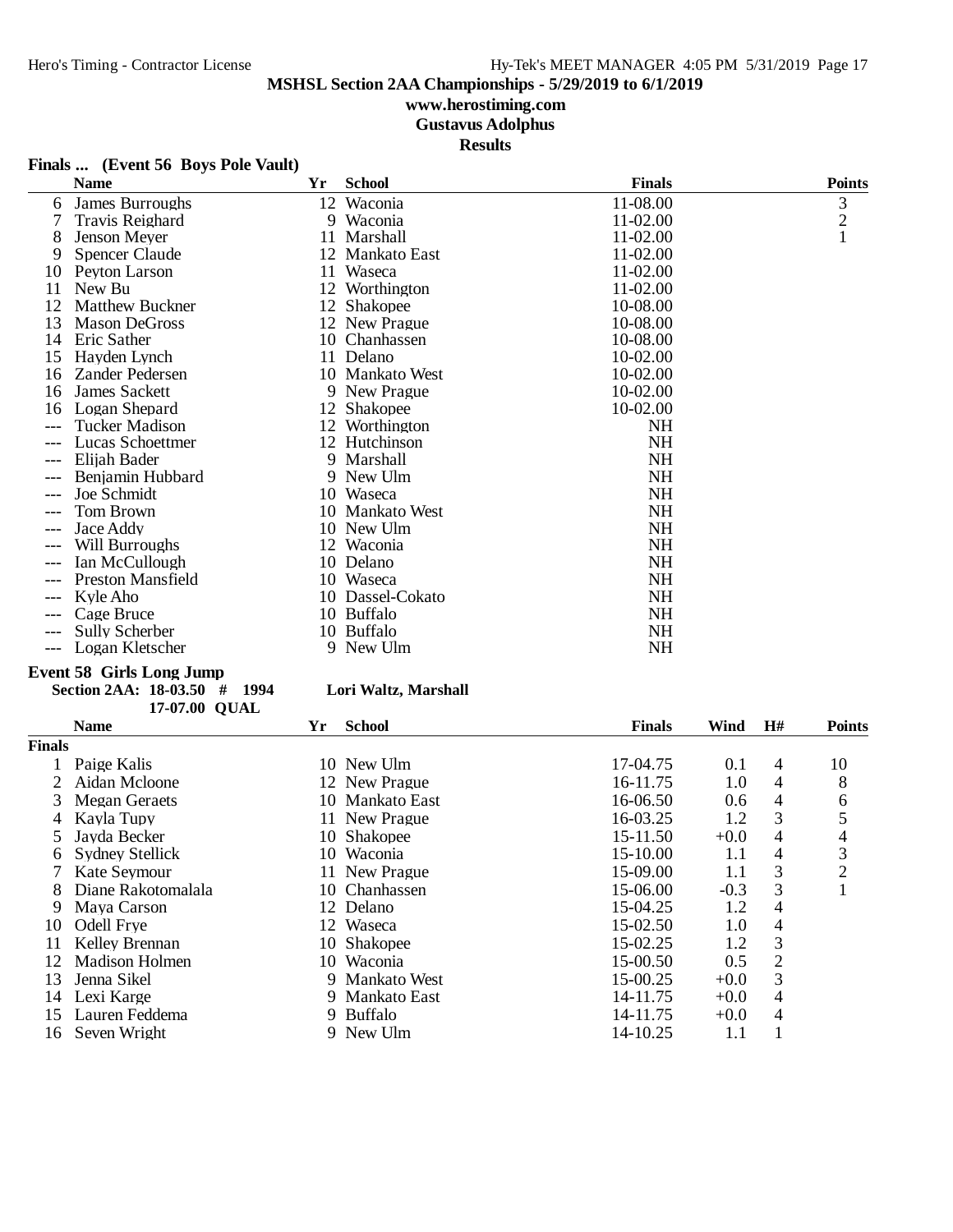# MSHSL Section 2AA Championships - 5/29/2019 to 6/1/2019

**www.herostiming.com**

**Gustavus Adolphus**

**Results**

### Finals ... (Event 56 Boys Pole Vault)

| | Name | Yr | School | Finals | Points |
|---|---|---|---|---|---|
| 6 | James Burroughs | 12 | Waconia | 11-08.00 | 3 |
| 7 | Travis Reighard | 9 | Waconia | 11-02.00 | 2 |
| 8 | Jenson Meyer | 11 | Marshall | 11-02.00 | 1 |
| 9 | Spencer Claude | 12 | Mankato East | 11-02.00 | |
| 10 | Peyton Larson | 11 | Waseca | 11-02.00 | |
| 11 | New Bu | 12 | Worthington | 11-02.00 | |
| 12 | Matthew Buckner | 12 | Shakopee | 10-08.00 | |
| 13 | Mason DeGross | 12 | New Prague | 10-08.00 | |
| 14 | Eric Sather | 10 | Chanhassen | 10-08.00 | |
| 15 | Hayden Lynch | 11 | Delano | 10-02.00 | |
| 16 | Zander Pedersen | 10 | Mankato West | 10-02.00 | |
| 16 | James Sackett | 9 | New Prague | 10-02.00 | |
| 16 | Logan Shepard | 12 | Shakopee | 10-02.00 | |
| --- | Tucker Madison | 12 | Worthington | NH | |
| --- | Lucas Schoettmer | 12 | Hutchinson | NH | |
| --- | Elijah Bader | 9 | Marshall | NH | |
| --- | Benjamin Hubbard | 9 | New Ulm | NH | |
| --- | Joe Schmidt | 10 | Waseca | NH | |
| --- | Tom Brown | 10 | Mankato West | NH | |
| --- | Jace Addy | 10 | New Ulm | NH | |
| --- | Will Burroughs | 12 | Waconia | NH | |
| --- | Ian McCullough | 10 | Delano | NH | |
| --- | Preston Mansfield | 10 | Waseca | NH | |
| --- | Kyle Aho | 10 | Dassel-Cokato | NH | |
| --- | Cage Bruce | 10 | Buffalo | NH | |
| --- | Sully Scherber | 10 | Buffalo | NH | |
| --- | Logan Kletscher | 9 | New Ulm | NH | |

### Event 58 Girls Long Jump

**Section 2AA: 18-03.50 # 1994 Lori Waltz, Marshall**

**17-07.00 QUAL**

| | Name | Yr | School | Finals | Wind | H# | Points |
|---|---|---|---|---|---|---|---|
| **Finals** | | | | | | | |
| 1 | Paige Kalis | 10 | New Ulm | 17-04.75 | 0.1 | 4 | 10 |
| 2 | Aidan Mcloone | 12 | New Prague | 16-11.75 | 1.0 | 4 | 8 |
| 3 | Megan Geraets | 10 | Mankato East | 16-06.50 | 0.6 | 4 | 6 |
| 4 | Kayla Tupy | 11 | New Prague | 16-03.25 | 1.2 | 3 | 5 |
| 5 | Jayda Becker | 10 | Shakopee | 15-11.50 | +0.0 | 4 | 4 |
| 6 | Sydney Stellick | 10 | Waconia | 15-10.00 | 1.1 | 4 | 3 |
| 7 | Kate Seymour | 11 | New Prague | 15-09.00 | 1.1 | 3 | 2 |
| 8 | Diane Rakotomalala | 10 | Chanhassen | 15-06.00 | -0.3 | 3 | 1 |
| 9 | Maya Carson | 12 | Delano | 15-04.25 | 1.2 | 4 | |
| 10 | Odell Frye | 12 | Waseca | 15-02.50 | 1.0 | 4 | |
| 11 | Kelley Brennan | 10 | Shakopee | 15-02.25 | 1.2 | 3 | |
| 12 | Madison Holmen | 10 | Waconia | 15-00.50 | 0.5 | 2 | |
| 13 | Jenna Sikel | 9 | Mankato West | 15-00.25 | +0.0 | 3 | |
| 14 | Lexi Karge | 9 | Mankato East | 14-11.75 | +0.0 | 4 | |
| 15 | Lauren Feddema | 9 | Buffalo | 14-11.75 | +0.0 | 4 | |
| 16 | Seven Wright | 9 | New Ulm | 14-10.25 | 1.1 | 1 | |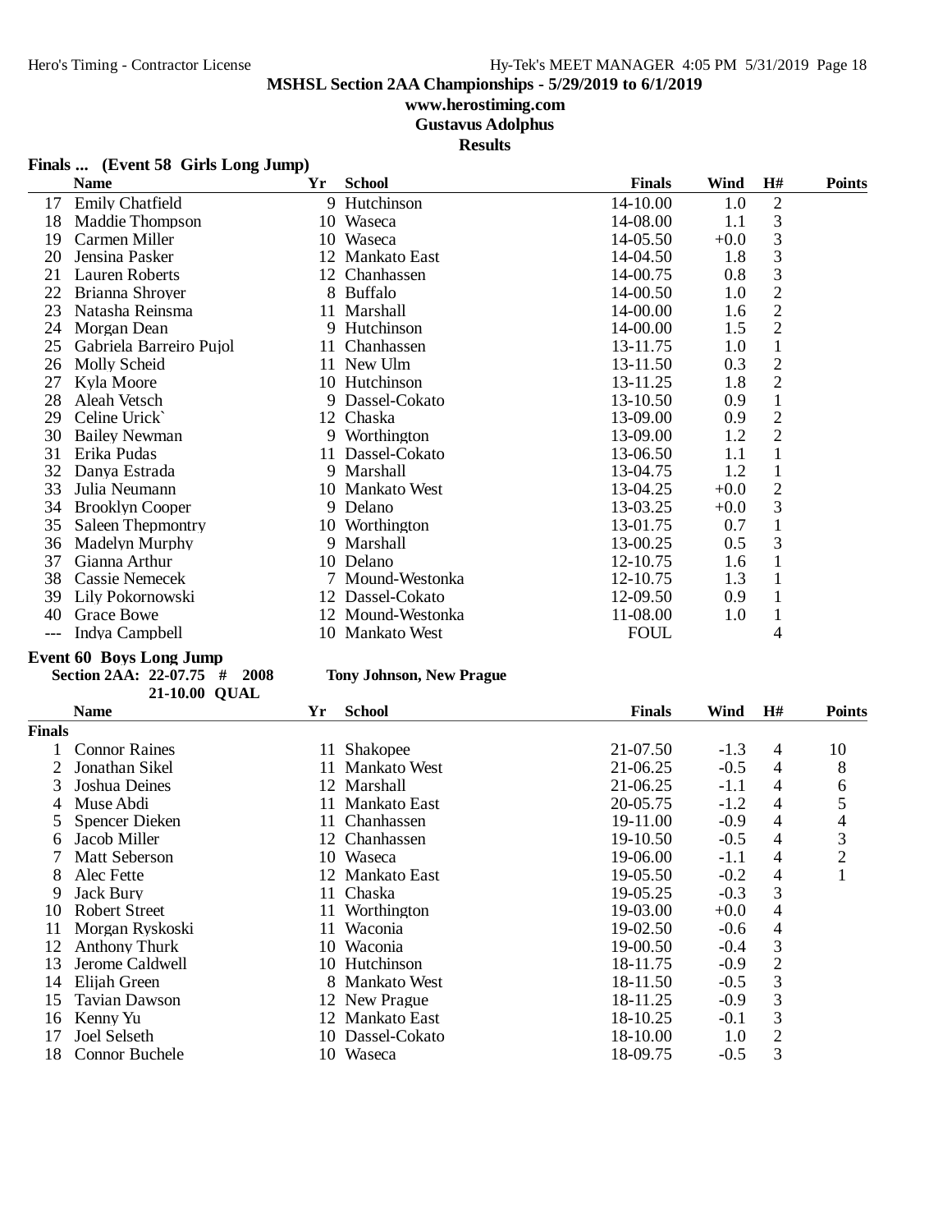# MSHSL Section 2AA Championships - 5/29/2019 to 6/1/2019

**www.herostiming.com**

**Gustavus Adolphus**

**Results**

## Finals ... (Event 58 Girls Long Jump)

| | Name | Yr | School | Finals | Wind | H# | Points |
|---|---|---|---|---|---|---|---|
| 17 | Emily Chatfield | 9 | Hutchinson | 14-10.00 | 1.0 | 2 | |
| 18 | Maddie Thompson | 10 | Waseca | 14-08.00 | 1.1 | 3 | |
| 19 | Carmen Miller | 10 | Waseca | 14-05.50 | +0.0 | 3 | |
| 20 | Jensina Pasker | 12 | Mankato East | 14-04.50 | 1.8 | 3 | |
| 21 | Lauren Roberts | 12 | Chanhassen | 14-00.75 | 0.8 | 3 | |
| 22 | Brianna Shroyer | 8 | Buffalo | 14-00.50 | 1.0 | 2 | |
| 23 | Natasha Reinsma | 11 | Marshall | 14-00.00 | 1.6 | 2 | |
| 24 | Morgan Dean | 9 | Hutchinson | 14-00.00 | 1.5 | 2 | |
| 25 | Gabriela Barreiro Pujol | 11 | Chanhassen | 13-11.75 | 1.0 | 1 | |
| 26 | Molly Scheid | 11 | New Ulm | 13-11.50 | 0.3 | 2 | |
| 27 | Kyla Moore | 10 | Hutchinson | 13-11.25 | 1.8 | 2 | |
| 28 | Aleah Vetsch | 9 | Dassel-Cokato | 13-10.50 | 0.9 | 1 | |
| 29 | Celine Urick` | 12 | Chaska | 13-09.00 | 0.9 | 2 | |
| 30 | Bailey Newman | 9 | Worthington | 13-09.00 | 1.2 | 2 | |
| 31 | Erika Pudas | 11 | Dassel-Cokato | 13-06.50 | 1.1 | 1 | |
| 32 | Danya Estrada | 9 | Marshall | 13-04.75 | 1.2 | 1 | |
| 33 | Julia Neumann | 10 | Mankato West | 13-04.25 | +0.0 | 2 | |
| 34 | Brooklyn Cooper | 9 | Delano | 13-03.25 | +0.0 | 3 | |
| 35 | Saleen Thepmontry | 10 | Worthington | 13-01.75 | 0.7 | 1 | |
| 36 | Madelyn Murphy | 9 | Marshall | 13-00.25 | 0.5 | 3 | |
| 37 | Gianna Arthur | 10 | Delano | 12-10.75 | 1.6 | 1 | |
| 38 | Cassie Nemecek | 7 | Mound-Westonka | 12-10.75 | 1.3 | 1 | |
| 39 | Lily Pokornowski | 12 | Dassel-Cokato | 12-09.50 | 0.9 | 1 | |
| 40 | Grace Bowe | 12 | Mound-Westonka | 11-08.00 | 1.0 | 1 | |
| --- | Indya Campbell | 10 | Mankato West | FOUL | | 4 | |

## Event 60 Boys Long Jump

**Section 2AA: 22-07.75 # 2008 Tony Johnson, New Prague**

**21-10.00 QUAL**

| | Name | Yr | School | Finals | Wind | H# | Points |
|---|---|---|---|---|---|---|---|
| **Finals** | | | | | | | |
| 1 | Connor Raines | 11 | Shakopee | 21-07.50 | -1.3 | 4 | 10 |
| 2 | Jonathan Sikel | 11 | Mankato West | 21-06.25 | -0.5 | 4 | 8 |
| 3 | Joshua Deines | 12 | Marshall | 21-06.25 | -1.1 | 4 | 6 |
| 4 | Muse Abdi | 11 | Mankato East | 20-05.75 | -1.2 | 4 | 5 |
| 5 | Spencer Dieken | 11 | Chanhassen | 19-11.00 | -0.9 | 4 | 4 |
| 6 | Jacob Miller | 12 | Chanhassen | 19-10.50 | -0.5 | 4 | 3 |
| 7 | Matt Seberson | 10 | Waseca | 19-06.00 | -1.1 | 4 | 2 |
| 8 | Alec Fette | 12 | Mankato East | 19-05.50 | -0.2 | 4 | 1 |
| 9 | Jack Bury | 11 | Chaska | 19-05.25 | -0.3 | 3 | |
| 10 | Robert Street | 11 | Worthington | 19-03.00 | +0.0 | 4 | |
| 11 | Morgan Ryskoski | 11 | Waconia | 19-02.50 | -0.6 | 4 | |
| 12 | Anthony Thurk | 10 | Waconia | 19-00.50 | -0.4 | 3 | |
| 13 | Jerome Caldwell | 10 | Hutchinson | 18-11.75 | -0.9 | 2 | |
| 14 | Elijah Green | 8 | Mankato West | 18-11.50 | -0.5 | 3 | |
| 15 | Tavian Dawson | 12 | New Prague | 18-11.25 | -0.9 | 3 | |
| 16 | Kenny Yu | 12 | Mankato East | 18-10.25 | -0.1 | 3 | |
| 17 | Joel Selseth | 10 | Dassel-Cokato | 18-10.00 | 1.0 | 2 | |
| 18 | Connor Buchele | 10 | Waseca | 18-09.75 | -0.5 | 3 | |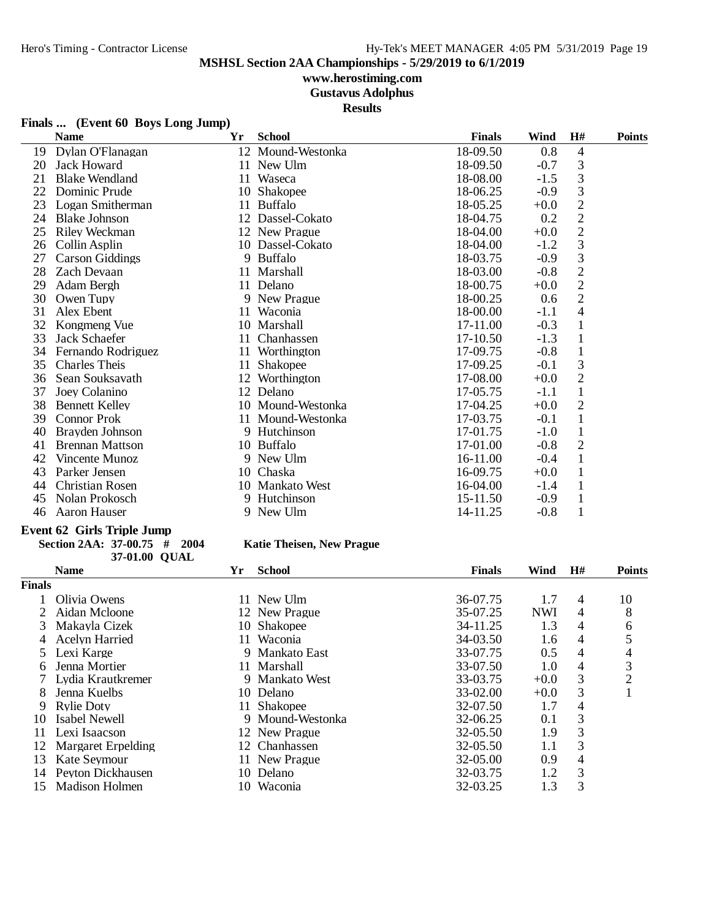MSHSL Section 2AA Championships - 5/29/2019 to 6/1/2019

www.herostiming.com

Gustavus Adolphus

Results

## Finals ... (Event 60 Boys Long Jump)

| | Name | Yr | School | Finals | Wind | H# | Points |
|---|---|---|---|---|---|---|---|
| 19 | Dylan O'Flanagan | 12 | Mound-Westonka | 18-09.50 | 0.8 | 4 | |
| 20 | Jack Howard | 11 | New Ulm | 18-09.50 | -0.7 | 3 | |
| 21 | Blake Wendland | 11 | Waseca | 18-08.00 | -1.5 | 3 | |
| 22 | Dominic Prude | 10 | Shakopee | 18-06.25 | -0.9 | 3 | |
| 23 | Logan Smitherman | 11 | Buffalo | 18-05.25 | +0.0 | 2 | |
| 24 | Blake Johnson | 12 | Dassel-Cokato | 18-04.75 | 0.2 | 2 | |
| 25 | Riley Weckman | 12 | New Prague | 18-04.00 | +0.0 | 2 | |
| 26 | Collin Asplin | 10 | Dassel-Cokato | 18-04.00 | -1.2 | 3 | |
| 27 | Carson Giddings | 9 | Buffalo | 18-03.75 | -0.9 | 3 | |
| 28 | Zach Devaan | 11 | Marshall | 18-03.00 | -0.8 | 2 | |
| 29 | Adam Bergh | 11 | Delano | 18-00.75 | +0.0 | 2 | |
| 30 | Owen Tupy | 9 | New Prague | 18-00.25 | 0.6 | 2 | |
| 31 | Alex Ebent | 11 | Waconia | 18-00.00 | -1.1 | 4 | |
| 32 | Kongmeng Vue | 10 | Marshall | 17-11.00 | -0.3 | 1 | |
| 33 | Jack Schaefer | 11 | Chanhassen | 17-10.50 | -1.3 | 1 | |
| 34 | Fernando Rodriguez | 11 | Worthington | 17-09.75 | -0.8 | 1 | |
| 35 | Charles Theis | 11 | Shakopee | 17-09.25 | -0.1 | 3 | |
| 36 | Sean Souksavath | 12 | Worthington | 17-08.00 | +0.0 | 2 | |
| 37 | Joey Colanino | 12 | Delano | 17-05.75 | -1.1 | 1 | |
| 38 | Bennett Kelley | 10 | Mound-Westonka | 17-04.25 | +0.0 | 2 | |
| 39 | Connor Prok | 11 | Mound-Westonka | 17-03.75 | -0.1 | 1 | |
| 40 | Brayden Johnson | 9 | Hutchinson | 17-01.75 | -1.0 | 1 | |
| 41 | Brennan Mattson | 10 | Buffalo | 17-01.00 | -0.8 | 2 | |
| 42 | Vincente Munoz | 9 | New Ulm | 16-11.00 | -0.4 | 1 | |
| 43 | Parker Jensen | 10 | Chaska | 16-09.75 | +0.0 | 1 | |
| 44 | Christian Rosen | 10 | Mankato West | 16-04.00 | -1.4 | 1 | |
| 45 | Nolan Prokosch | 9 | Hutchinson | 15-11.50 | -0.9 | 1 | |
| 46 | Aaron Hauser | 9 | New Ulm | 14-11.25 | -0.8 | 1 | |

## Event 62 Girls Triple Jump

**Section 2AA: 37-00.75 # 2004 Katie Theisen, New Prague**

**37-01.00 QUAL**

| | Name | Yr | School | Finals | Wind | H# | Points |
|---|---|---|---|---|---|---|---|
| **Finals** | | | | | | | |
| 1 | Olivia Owens | 11 | New Ulm | 36-07.75 | 1.7 | 4 | 10 |
| 2 | Aidan Mcloone | 12 | New Prague | 35-07.25 | NWI | 4 | 8 |
| 3 | Makayla Cizek | 10 | Shakopee | 34-11.25 | 1.3 | 4 | 6 |
| 4 | Acelyn Harried | 11 | Waconia | 34-03.50 | 1.6 | 4 | 5 |
| 5 | Lexi Karge | 9 | Mankato East | 33-07.75 | 0.5 | 4 | 4 |
| 6 | Jenna Mortier | 11 | Marshall | 33-07.50 | 1.0 | 4 | 3 |
| 7 | Lydia Krautkremer | 9 | Mankato West | 33-03.75 | +0.0 | 3 | 2 |
| 8 | Jenna Kuelbs | 10 | Delano | 33-02.00 | +0.0 | 3 | 1 |
| 9 | Rylie Doty | 11 | Shakopee | 32-07.50 | 1.7 | 4 | |
| 10 | Isabel Newell | 9 | Mound-Westonka | 32-06.25 | 0.1 | 3 | |
| 11 | Lexi Isaacson | 12 | New Prague | 32-05.50 | 1.9 | 3 | |
| 12 | Margaret Erpelding | 12 | Chanhassen | 32-05.50 | 1.1 | 3 | |
| 13 | Kate Seymour | 11 | New Prague | 32-05.00 | 0.9 | 4 | |
| 14 | Peyton Dickhausen | 10 | Delano | 32-03.75 | 1.2 | 3 | |
| 15 | Madison Holmen | 10 | Waconia | 32-03.25 | 1.3 | 3 | |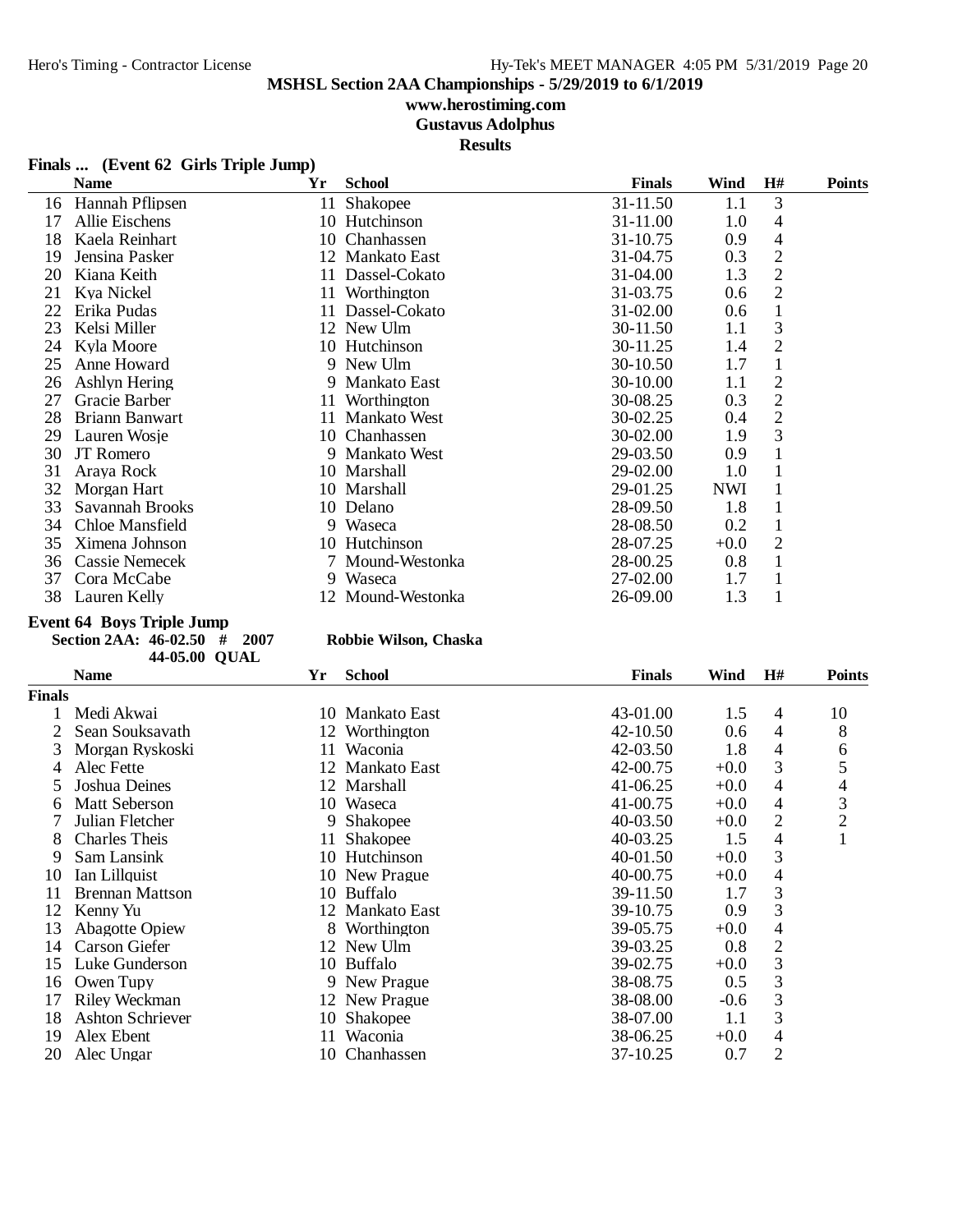MSHSL Section 2AA Championships - 5/29/2019 to 6/1/2019

www.herostiming.com

Gustavus Adolphus

Results

### Finals ... (Event 62 Girls Triple Jump)

| | Name | Yr | School | Finals | Wind | H# | Points |
|---|---|---|---|---|---|---|---|
| 16 | Hannah Pflipsen | 11 | Shakopee | 31-11.50 | 1.1 | 3 | |
| 17 | Allie Eischens | 10 | Hutchinson | 31-11.00 | 1.0 | 4 | |
| 18 | Kaela Reinhart | 10 | Chanhassen | 31-10.75 | 0.9 | 4 | |
| 19 | Jensina Pasker | 12 | Mankato East | 31-04.75 | 0.3 | 2 | |
| 20 | Kiana Keith | 11 | Dassel-Cokato | 31-04.00 | 1.3 | 2 | |
| 21 | Kya Nickel | 11 | Worthington | 31-03.75 | 0.6 | 2 | |
| 22 | Erika Pudas | 11 | Dassel-Cokato | 31-02.00 | 0.6 | 1 | |
| 23 | Kelsi Miller | 12 | New Ulm | 30-11.50 | 1.1 | 3 | |
| 24 | Kyla Moore | 10 | Hutchinson | 30-11.25 | 1.4 | 2 | |
| 25 | Anne Howard | 9 | New Ulm | 30-10.50 | 1.7 | 1 | |
| 26 | Ashlyn Hering | 9 | Mankato East | 30-10.00 | 1.1 | 2 | |
| 27 | Gracie Barber | 11 | Worthington | 30-08.25 | 0.3 | 2 | |
| 28 | Briann Banwart | 11 | Mankato West | 30-02.25 | 0.4 | 2 | |
| 29 | Lauren Wosje | 10 | Chanhassen | 30-02.00 | 1.9 | 3 | |
| 30 | JT Romero | 9 | Mankato West | 29-03.50 | 0.9 | 1 | |
| 31 | Araya Rock | 10 | Marshall | 29-02.00 | 1.0 | 1 | |
| 32 | Morgan Hart | 10 | Marshall | 29-01.25 | NWI | 1 | |
| 33 | Savannah Brooks | 10 | Delano | 28-09.50 | 1.8 | 1 | |
| 34 | Chloe Mansfield | 9 | Waseca | 28-08.50 | 0.2 | 1 | |
| 35 | Ximena Johnson | 10 | Hutchinson | 28-07.25 | +0.0 | 2 | |
| 36 | Cassie Nemecek | 7 | Mound-Westonka | 28-00.25 | 0.8 | 1 | |
| 37 | Cora McCabe | 9 | Waseca | 27-02.00 | 1.7 | 1 | |
| 38 | Lauren Kelly | 12 | Mound-Westonka | 26-09.00 | 1.3 | 1 | |

### Event 64 Boys Triple Jump

**Section 2AA: 46-02.50 # 2007 Robbie Wilson, Chaska**

**44-05.00 QUAL**

| | Name | Yr | School | Finals | Wind | H# | Points |
|---|---|---|---|---|---|---|---|
| **Finals** | | | | | | | |
| 1 | Medi Akwai | 10 | Mankato East | 43-01.00 | 1.5 | 4 | 10 |
| 2 | Sean Souksavath | 12 | Worthington | 42-10.50 | 0.6 | 4 | 8 |
| 3 | Morgan Ryskoski | 11 | Waconia | 42-03.50 | 1.8 | 4 | 6 |
| 4 | Alec Fette | 12 | Mankato East | 42-00.75 | +0.0 | 3 | 5 |
| 5 | Joshua Deines | 12 | Marshall | 41-06.25 | +0.0 | 4 | 4 |
| 6 | Matt Seberson | 10 | Waseca | 41-00.75 | +0.0 | 4 | 3 |
| 7 | Julian Fletcher | 9 | Shakopee | 40-03.50 | +0.0 | 2 | 2 |
| 8 | Charles Theis | 11 | Shakopee | 40-03.25 | 1.5 | 4 | 1 |
| 9 | Sam Lansink | 10 | Hutchinson | 40-01.50 | +0.0 | 3 | |
| 10 | Ian Lillquist | 10 | New Prague | 40-00.75 | +0.0 | 4 | |
| 11 | Brennan Mattson | 10 | Buffalo | 39-11.50 | 1.7 | 3 | |
| 12 | Kenny Yu | 12 | Mankato East | 39-10.75 | 0.9 | 3 | |
| 13 | Abagotte Opiew | 8 | Worthington | 39-05.75 | +0.0 | 4 | |
| 14 | Carson Giefer | 12 | New Ulm | 39-03.25 | 0.8 | 2 | |
| 15 | Luke Gunderson | 10 | Buffalo | 39-02.75 | +0.0 | 3 | |
| 16 | Owen Tupy | 9 | New Prague | 38-08.75 | 0.5 | 3 | |
| 17 | Riley Weckman | 12 | New Prague | 38-08.00 | -0.6 | 3 | |
| 18 | Ashton Schriever | 10 | Shakopee | 38-07.00 | 1.1 | 3 | |
| 19 | Alex Ebent | 11 | Waconia | 38-06.25 | +0.0 | 4 | |
| 20 | Alec Ungar | 10 | Chanhassen | 37-10.25 | 0.7 | 2 | |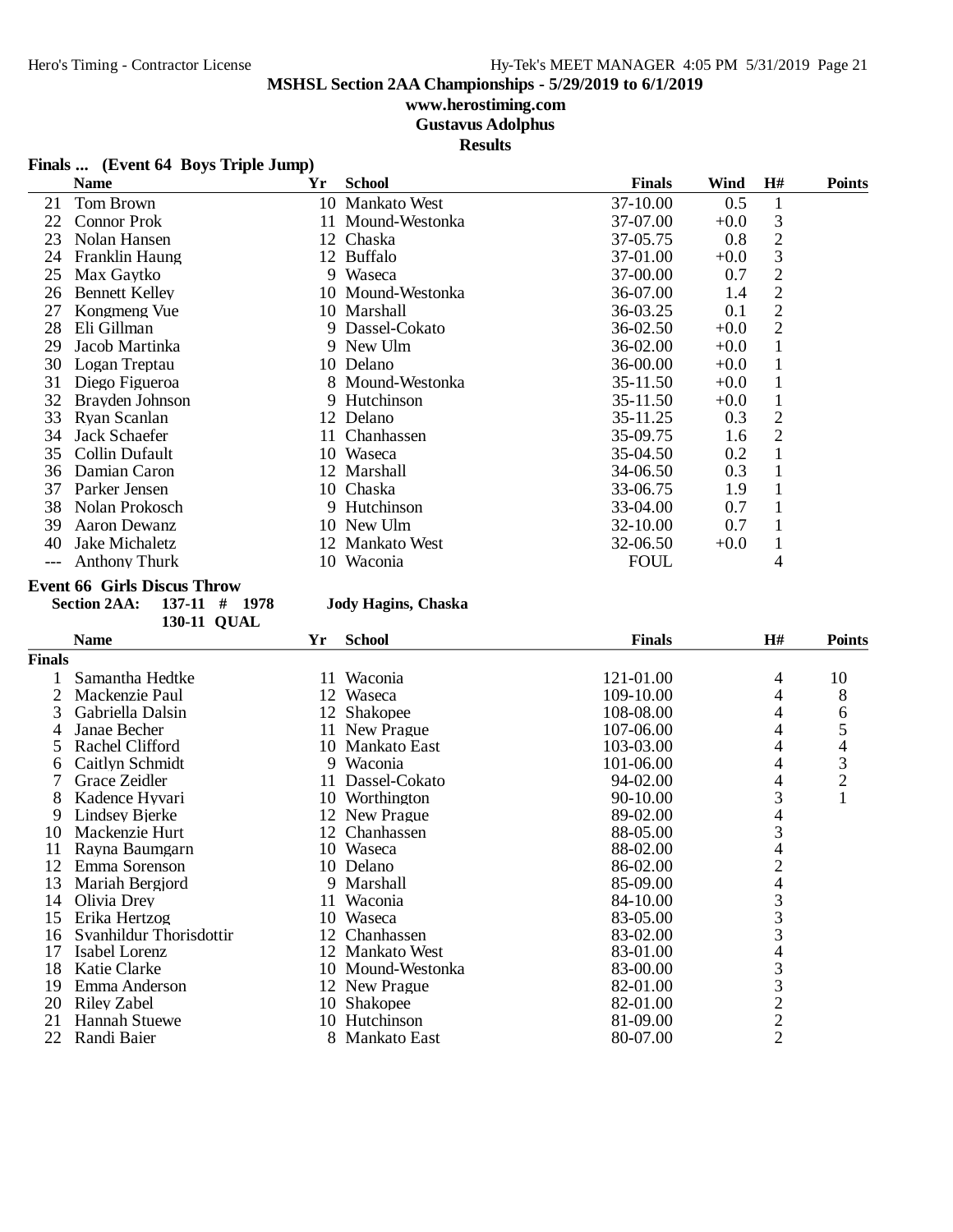MSHSL Section 2AA Championships - 5/29/2019 to 6/1/2019

www.herostiming.com

Gustavus Adolphus

Results

## Finals ... (Event 64 Boys Triple Jump)

| | Name | Yr | School | Finals | Wind | H# | Points |
|---|---|---|---|---|---|---|---|
| 21 | Tom Brown | 10 | Mankato West | 37-10.00 | 0.5 | 1 | |
| 22 | Connor Prok | 11 | Mound-Westonka | 37-07.00 | +0.0 | 3 | |
| 23 | Nolan Hansen | 12 | Chaska | 37-05.75 | 0.8 | 2 | |
| 24 | Franklin Haung | 12 | Buffalo | 37-01.00 | +0.0 | 3 | |
| 25 | Max Gaytko | 9 | Waseca | 37-00.00 | 0.7 | 2 | |
| 26 | Bennett Kelley | 10 | Mound-Westonka | 36-07.00 | 1.4 | 2 | |
| 27 | Kongmeng Vue | 10 | Marshall | 36-03.25 | 0.1 | 2 | |
| 28 | Eli Gillman | 9 | Dassel-Cokato | 36-02.50 | +0.0 | 2 | |
| 29 | Jacob Martinka | 9 | New Ulm | 36-02.00 | +0.0 | 1 | |
| 30 | Logan Treptau | 10 | Delano | 36-00.00 | +0.0 | 1 | |
| 31 | Diego Figueroa | 8 | Mound-Westonka | 35-11.50 | +0.0 | 1 | |
| 32 | Brayden Johnson | 9 | Hutchinson | 35-11.50 | +0.0 | 1 | |
| 33 | Ryan Scanlan | 12 | Delano | 35-11.25 | 0.3 | 2 | |
| 34 | Jack Schaefer | 11 | Chanhassen | 35-09.75 | 1.6 | 2 | |
| 35 | Collin Dufault | 10 | Waseca | 35-04.50 | 0.2 | 1 | |
| 36 | Damian Caron | 12 | Marshall | 34-06.50 | 0.3 | 1 | |
| 37 | Parker Jensen | 10 | Chaska | 33-06.75 | 1.9 | 1 | |
| 38 | Nolan Prokosch | 9 | Hutchinson | 33-04.00 | 0.7 | 1 | |
| 39 | Aaron Dewanz | 10 | New Ulm | 32-10.00 | 0.7 | 1 | |
| 40 | Jake Michaletz | 12 | Mankato West | 32-06.50 | +0.0 | 1 | |
| --- | Anthony Thurk | 10 | Waconia | FOUL | | 4 | |

## Event 66 Girls Discus Throw

**Section 2AA: 137-11 # 1978 Jody Hagins, Chaska**

**130-11 QUAL**

| | Name | Yr | School | Finals | H# | Points |
|---|---|---|---|---|---|---|
| **Finals** | | | | | | |
| 1 | Samantha Hedtke | 11 | Waconia | 121-01.00 | 4 | 10 |
| 2 | Mackenzie Paul | 12 | Waseca | 109-10.00 | 4 | 8 |
| 3 | Gabriella Dalsin | 12 | Shakopee | 108-08.00 | 4 | 6 |
| 4 | Janae Becher | 11 | New Prague | 107-06.00 | 4 | 5 |
| 5 | Rachel Clifford | 10 | Mankato East | 103-03.00 | 4 | 4 |
| 6 | Caitlyn Schmidt | 9 | Waconia | 101-06.00 | 4 | 3 |
| 7 | Grace Zeidler | 11 | Dassel-Cokato | 94-02.00 | 4 | 2 |
| 8 | Kadence Hyvari | 10 | Worthington | 90-10.00 | 3 | 1 |
| 9 | Lindsey Bjerke | 12 | New Prague | 89-02.00 | 4 | |
| 10 | Mackenzie Hurt | 12 | Chanhassen | 88-05.00 | 3 | |
| 11 | Rayna Baumgarn | 10 | Waseca | 88-02.00 | 4 | |
| 12 | Emma Sorenson | 10 | Delano | 86-02.00 | 2 | |
| 13 | Mariah Bergjord | 9 | Marshall | 85-09.00 | 4 | |
| 14 | Olivia Drey | 11 | Waconia | 84-10.00 | 3 | |
| 15 | Erika Hertzog | 10 | Waseca | 83-05.00 | 3 | |
| 16 | Svanhildur Thorisdottir | 12 | Chanhassen | 83-02.00 | 3 | |
| 17 | Isabel Lorenz | 12 | Mankato West | 83-01.00 | 4 | |
| 18 | Katie Clarke | 10 | Mound-Westonka | 83-00.00 | 3 | |
| 19 | Emma Anderson | 12 | New Prague | 82-01.00 | 3 | |
| 20 | Riley Zabel | 10 | Shakopee | 82-01.00 | 2 | |
| 21 | Hannah Stuewe | 10 | Hutchinson | 81-09.00 | 2 | |
| 22 | Randi Baier | 8 | Mankato East | 80-07.00 | 2 | |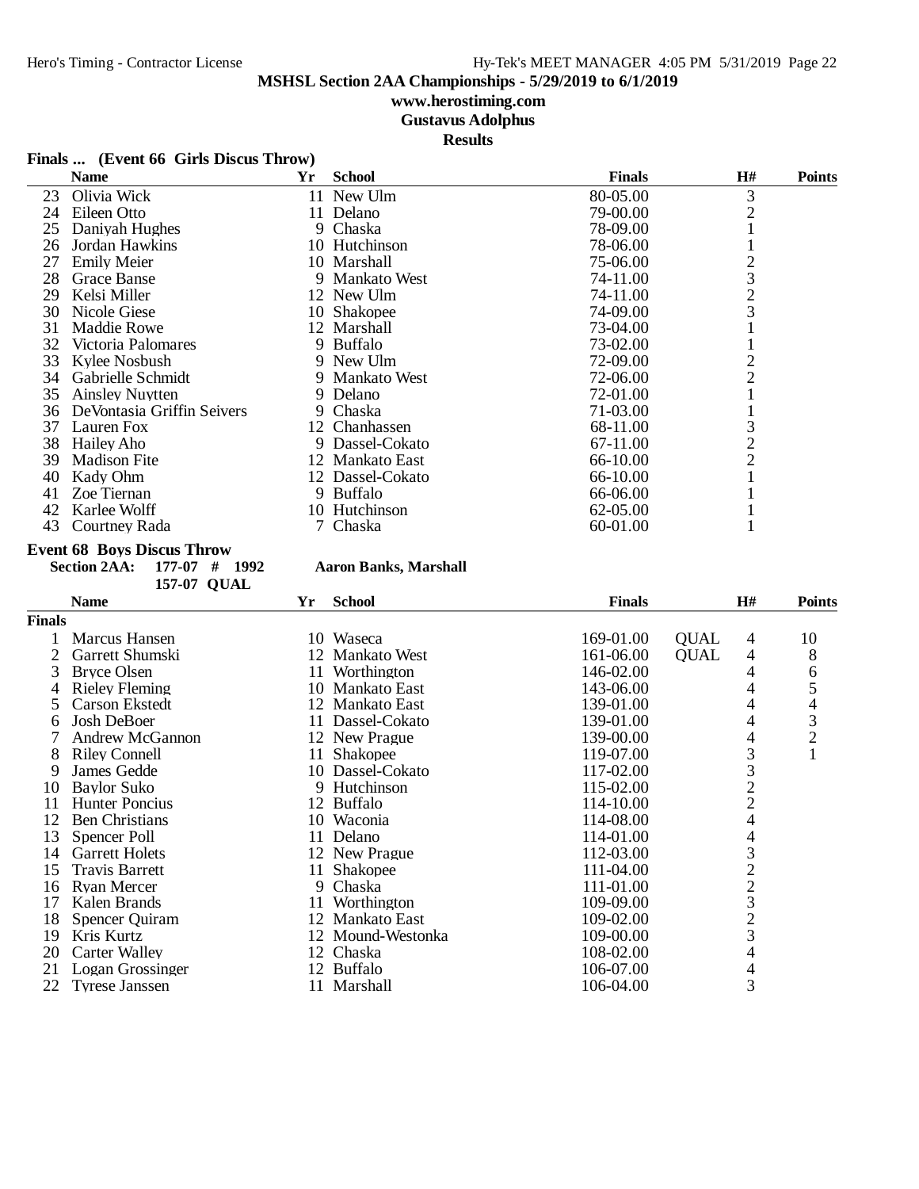**MSHSL Section 2AA Championships - 5/29/2019 to 6/1/2019**

**www.herostiming.com**

**Gustavus Adolphus**

**Results**

### Finals ... (Event 66 Girls Discus Throw)

| | Name | Yr | School | Finals | H# | Points |
|---|---|---|---|---|---|---|
| 23 | Olivia Wick | 11 | New Ulm | 80-05.00 | 3 | |
| 24 | Eileen Otto | 11 | Delano | 79-00.00 | 2 | |
| 25 | Daniyah Hughes | 9 | Chaska | 78-09.00 | 1 | |
| 26 | Jordan Hawkins | 10 | Hutchinson | 78-06.00 | 1 | |
| 27 | Emily Meier | 10 | Marshall | 75-06.00 | 2 | |
| 28 | Grace Banse | 9 | Mankato West | 74-11.00 | 3 | |
| 29 | Kelsi Miller | 12 | New Ulm | 74-11.00 | 2 | |
| 30 | Nicole Giese | 10 | Shakopee | 74-09.00 | 3 | |
| 31 | Maddie Rowe | 12 | Marshall | 73-04.00 | 1 | |
| 32 | Victoria Palomares | 9 | Buffalo | 73-02.00 | 1 | |
| 33 | Kylee Nosbush | 9 | New Ulm | 72-09.00 | 2 | |
| 34 | Gabrielle Schmidt | 9 | Mankato West | 72-06.00 | 2 | |
| 35 | Ainsley Nuytten | 9 | Delano | 72-01.00 | 1 | |
| 36 | DeVontasia Griffin Seivers | 9 | Chaska | 71-03.00 | 1 | |
| 37 | Lauren Fox | 12 | Chanhassen | 68-11.00 | 3 | |
| 38 | Hailey Aho | 9 | Dassel-Cokato | 67-11.00 | 2 | |
| 39 | Madison Fite | 12 | Mankato East | 66-10.00 | 2 | |
| 40 | Kady Ohm | 12 | Dassel-Cokato | 66-10.00 | 1 | |
| 41 | Zoe Tiernan | 9 | Buffalo | 66-06.00 | 1 | |
| 42 | Karlee Wolff | 10 | Hutchinson | 62-05.00 | 1 | |
| 43 | Courtney Rada | 7 | Chaska | 60-01.00 | 1 | |

### Event 68 Boys Discus Throw

**Section 2AA: 177-07 # 1992 Aaron Banks, Marshall**

**157-07 QUAL**

**Finals**

| | Name | Yr | School | Finals | | H# | Points |
|---|---|---|---|---|---|---|---|
| 1 | Marcus Hansen | 10 | Waseca | 169-01.00 | QUAL | 4 | 10 |
| 2 | Garrett Shumski | 12 | Mankato West | 161-06.00 | QUAL | 4 | 8 |
| 3 | Bryce Olsen | 11 | Worthington | 146-02.00 | | 4 | 6 |
| 4 | Rieley Fleming | 10 | Mankato East | 143-06.00 | | 4 | 5 |
| 5 | Carson Ekstedt | 12 | Mankato East | 139-01.00 | | 4 | 4 |
| 6 | Josh DeBoer | 11 | Dassel-Cokato | 139-01.00 | | 4 | 3 |
| 7 | Andrew McGannon | 12 | New Prague | 139-00.00 | | 4 | 2 |
| 8 | Riley Connell | 11 | Shakopee | 119-07.00 | | 3 | 1 |
| 9 | James Gedde | 10 | Dassel-Cokato | 117-02.00 | | 3 | |
| 10 | Baylor Suko | 9 | Hutchinson | 115-02.00 | | 2 | |
| 11 | Hunter Poncius | 12 | Buffalo | 114-10.00 | | 2 | |
| 12 | Ben Christians | 10 | Waconia | 114-08.00 | | 4 | |
| 13 | Spencer Poll | 11 | Delano | 114-01.00 | | 4 | |
| 14 | Garrett Holets | 12 | New Prague | 112-03.00 | | 3 | |
| 15 | Travis Barrett | 11 | Shakopee | 111-04.00 | | 2 | |
| 16 | Ryan Mercer | 9 | Chaska | 111-01.00 | | 2 | |
| 17 | Kalen Brands | 11 | Worthington | 109-09.00 | | 3 | |
| 18 | Spencer Quiram | 12 | Mankato East | 109-02.00 | | 2 | |
| 19 | Kris Kurtz | 12 | Mound-Westonka | 109-00.00 | | 3 | |
| 20 | Carter Walley | 12 | Chaska | 108-02.00 | | 4 | |
| 21 | Logan Grossinger | 12 | Buffalo | 106-07.00 | | 4 | |
| 22 | Tyrese Janssen | 11 | Marshall | 106-04.00 | | 3 | |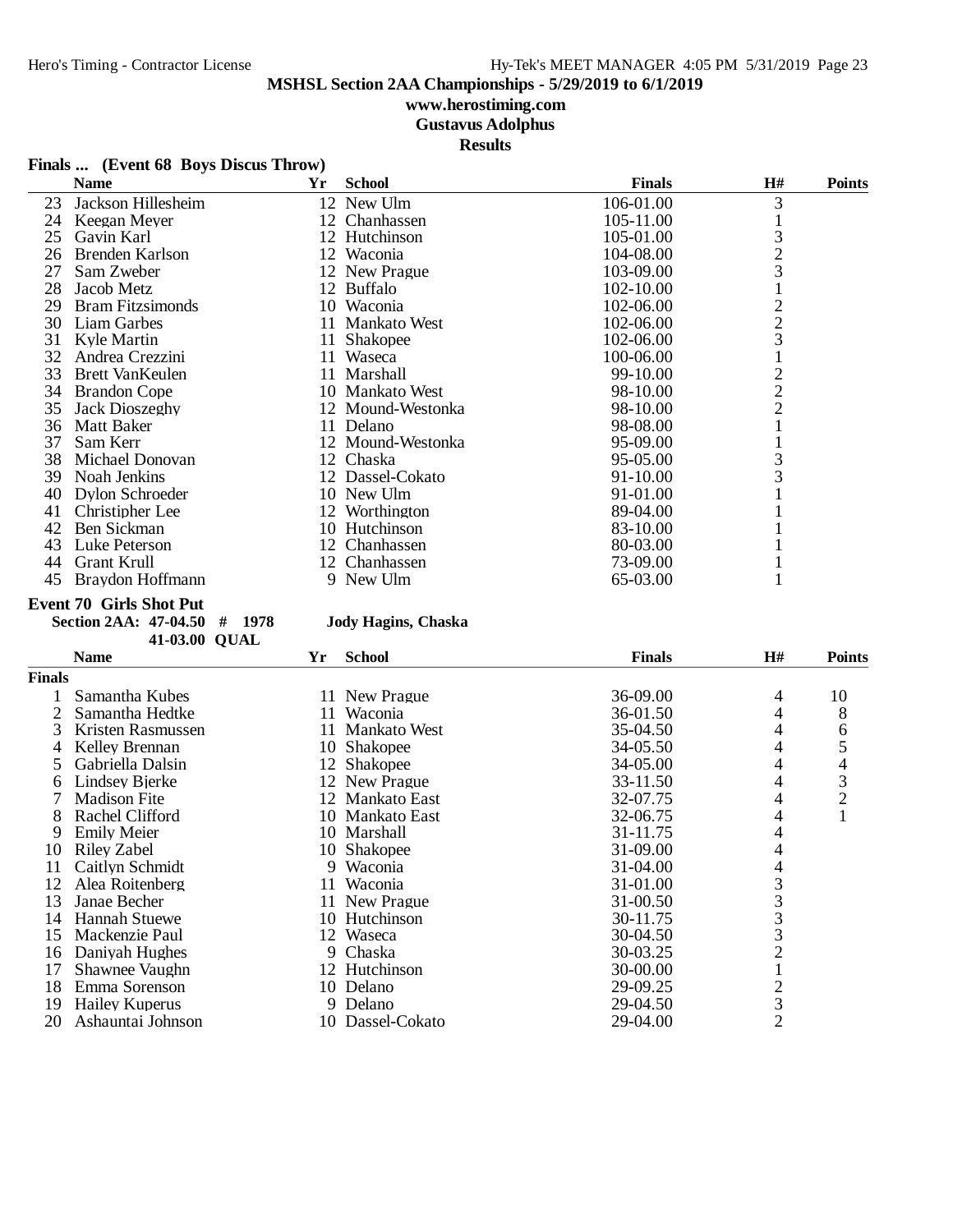MSHSL Section 2AA Championships - 5/29/2019 to 6/1/2019

www.herostiming.com

Gustavus Adolphus

Results

**Finals ... (Event 68 Boys Discus Throw)**

| | Name | Yr | School | Finals | H# | Points |
|---|---|---|---|---|---|---|
| 23 | Jackson Hillesheim | 12 | New Ulm | 106-01.00 | 3 | |
| 24 | Keegan Meyer | 12 | Chanhassen | 105-11.00 | 1 | |
| 25 | Gavin Karl | 12 | Hutchinson | 105-01.00 | 3 | |
| 26 | Brenden Karlson | 12 | Waconia | 104-08.00 | 2 | |
| 27 | Sam Zweber | 12 | New Prague | 103-09.00 | 3 | |
| 28 | Jacob Metz | 12 | Buffalo | 102-10.00 | 1 | |
| 29 | Bram Fitzsimonds | 10 | Waconia | 102-06.00 | 2 | |
| 30 | Liam Garbes | 11 | Mankato West | 102-06.00 | 2 | |
| 31 | Kyle Martin | 11 | Shakopee | 102-06.00 | 3 | |
| 32 | Andrea Crezzini | 11 | Waseca | 100-06.00 | 1 | |
| 33 | Brett VanKeulen | 11 | Marshall | 99-10.00 | 2 | |
| 34 | Brandon Cope | 10 | Mankato West | 98-10.00 | 2 | |
| 35 | Jack Dioszeghy | 12 | Mound-Westonka | 98-10.00 | 2 | |
| 36 | Matt Baker | 11 | Delano | 98-08.00 | 1 | |
| 37 | Sam Kerr | 12 | Mound-Westonka | 95-09.00 | 1 | |
| 38 | Michael Donovan | 12 | Chaska | 95-05.00 | 3 | |
| 39 | Noah Jenkins | 12 | Dassel-Cokato | 91-10.00 | 3 | |
| 40 | Dylon Schroeder | 10 | New Ulm | 91-01.00 | 1 | |
| 41 | Christipher Lee | 12 | Worthington | 89-04.00 | 1 | |
| 42 | Ben Sickman | 10 | Hutchinson | 83-10.00 | 1 | |
| 43 | Luke Peterson | 12 | Chanhassen | 80-03.00 | 1 | |
| 44 | Grant Krull | 12 | Chanhassen | 73-09.00 | 1 | |
| 45 | Braydon Hoffmann | 9 | New Ulm | 65-03.00 | 1 | |

**Event 70 Girls Shot Put**

**Section 2AA: 47-04.50 # 1978 Jody Hagins, Chaska**

**41-03.00 QUAL**

| | Name | Yr | School | Finals | H# | Points |
|---|---|---|---|---|---|---|
| **Finals** | | | | | | |
| 1 | Samantha Kubes | 11 | New Prague | 36-09.00 | 4 | 10 |
| 2 | Samantha Hedtke | 11 | Waconia | 36-01.50 | 4 | 8 |
| 3 | Kristen Rasmussen | 11 | Mankato West | 35-04.50 | 4 | 6 |
| 4 | Kelley Brennan | 10 | Shakopee | 34-05.50 | 4 | 5 |
| 5 | Gabriella Dalsin | 12 | Shakopee | 34-05.00 | 4 | 4 |
| 6 | Lindsey Bjerke | 12 | New Prague | 33-11.50 | 4 | 3 |
| 7 | Madison Fite | 12 | Mankato East | 32-07.75 | 4 | 2 |
| 8 | Rachel Clifford | 10 | Mankato East | 32-06.75 | 4 | 1 |
| 9 | Emily Meier | 10 | Marshall | 31-11.75 | 4 | |
| 10 | Riley Zabel | 10 | Shakopee | 31-09.00 | 4 | |
| 11 | Caitlyn Schmidt | 9 | Waconia | 31-04.00 | 4 | |
| 12 | Alea Roitenberg | 11 | Waconia | 31-01.00 | 3 | |
| 13 | Janae Becher | 11 | New Prague | 31-00.50 | 3 | |
| 14 | Hannah Stuewe | 10 | Hutchinson | 30-11.75 | 3 | |
| 15 | Mackenzie Paul | 12 | Waseca | 30-04.50 | 3 | |
| 16 | Daniyah Hughes | 9 | Chaska | 30-03.25 | 2 | |
| 17 | Shawnee Vaughn | 12 | Hutchinson | 30-00.00 | 1 | |
| 18 | Emma Sorenson | 10 | Delano | 29-09.25 | 2 | |
| 19 | Hailey Kuperus | 9 | Delano | 29-04.50 | 3 | |
| 20 | Ashauntai Johnson | 10 | Dassel-Cokato | 29-04.00 | 2 | |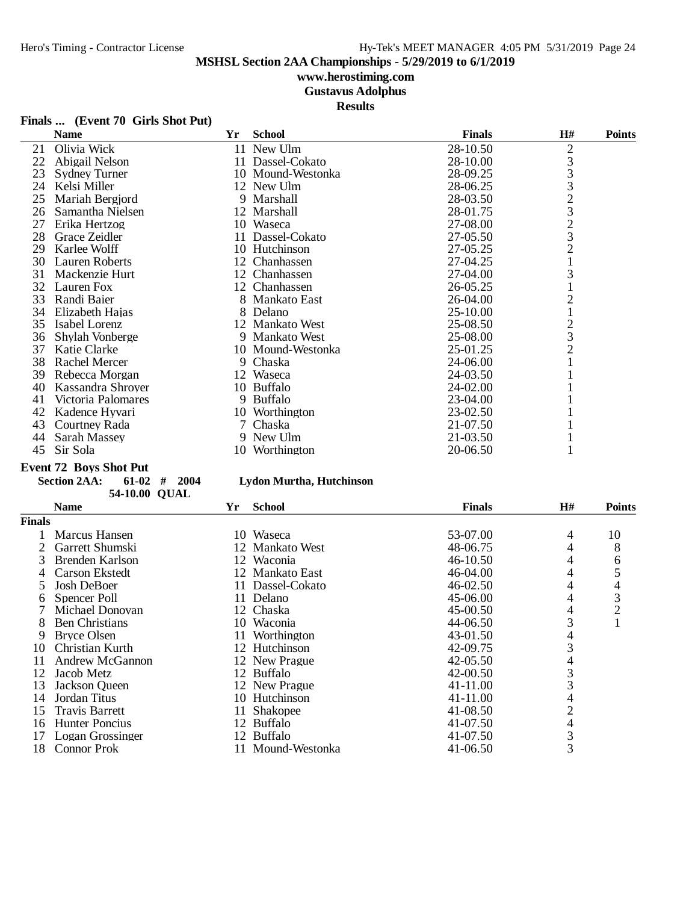## MSHSL Section 2AA Championships - 5/29/2019 to 6/1/2019

**www.herostiming.com**

**Gustavus Adolphus**

**Results**

### Finals ... (Event 70 Girls Shot Put)

| | Name | Yr | School | Finals | H# | Points |
|---|---|---|---|---|---|---|
| 21 | Olivia Wick | 11 | New Ulm | 28-10.50 | 2 | |
| 22 | Abigail Nelson | 11 | Dassel-Cokato | 28-10.00 | 3 | |
| 23 | Sydney Turner | 10 | Mound-Westonka | 28-09.25 | 3 | |
| 24 | Kelsi Miller | 12 | New Ulm | 28-06.25 | 3 | |
| 25 | Mariah Bergjord | 9 | Marshall | 28-03.50 | 2 | |
| 26 | Samantha Nielsen | 12 | Marshall | 28-01.75 | 3 | |
| 27 | Erika Hertzog | 10 | Waseca | 27-08.00 | 2 | |
| 28 | Grace Zeidler | 11 | Dassel-Cokato | 27-05.50 | 3 | |
| 29 | Karlee Wolff | 10 | Hutchinson | 27-05.25 | 2 | |
| 30 | Lauren Roberts | 12 | Chanhassen | 27-04.25 | 1 | |
| 31 | Mackenzie Hurt | 12 | Chanhassen | 27-04.00 | 3 | |
| 32 | Lauren Fox | 12 | Chanhassen | 26-05.25 | 1 | |
| 33 | Randi Baier | 8 | Mankato East | 26-04.00 | 2 | |
| 34 | Elizabeth Hajas | 8 | Delano | 25-10.00 | 1 | |
| 35 | Isabel Lorenz | 12 | Mankato West | 25-08.50 | 2 | |
| 36 | Shylah Vonberge | 9 | Mankato West | 25-08.00 | 3 | |
| 37 | Katie Clarke | 10 | Mound-Westonka | 25-01.25 | 2 | |
| 38 | Rachel Mercer | 9 | Chaska | 24-06.00 | 1 | |
| 39 | Rebecca Morgan | 12 | Waseca | 24-03.50 | 1 | |
| 40 | Kassandra Shroyer | 10 | Buffalo | 24-02.00 | 1 | |
| 41 | Victoria Palomares | 9 | Buffalo | 23-04.00 | 1 | |
| 42 | Kadence Hyvari | 10 | Worthington | 23-02.50 | 1 | |
| 43 | Courtney Rada | 7 | Chaska | 21-07.50 | 1 | |
| 44 | Sarah Massey | 9 | New Ulm | 21-03.50 | 1 | |
| 45 | Sir Sola | 10 | Worthington | 20-06.50 | 1 | |

### Event 72 Boys Shot Put

**Section 2AA: 61-02 # 2004 Lydon Murtha, Hutchinson**

**54-10.00 QUAL**

| | Name | Yr | School | Finals | H# | Points |
|---|---|---|---|---|---|---|
| **Finals** | | | | | | |
| 1 | Marcus Hansen | 10 | Waseca | 53-07.00 | 4 | 10 |
| 2 | Garrett Shumski | 12 | Mankato West | 48-06.75 | 4 | 8 |
| 3 | Brenden Karlson | 12 | Waconia | 46-10.50 | 4 | 6 |
| 4 | Carson Ekstedt | 12 | Mankato East | 46-04.00 | 4 | 5 |
| 5 | Josh DeBoer | 11 | Dassel-Cokato | 46-02.50 | 4 | 4 |
| 6 | Spencer Poll | 11 | Delano | 45-06.00 | 4 | 3 |
| 7 | Michael Donovan | 12 | Chaska | 45-00.50 | 4 | 2 |
| 8 | Ben Christians | 10 | Waconia | 44-06.50 | 3 | 1 |
| 9 | Bryce Olsen | 11 | Worthington | 43-01.50 | 4 | |
| 10 | Christian Kurth | 12 | Hutchinson | 42-09.75 | 3 | |
| 11 | Andrew McGannon | 12 | New Prague | 42-05.50 | 4 | |
| 12 | Jacob Metz | 12 | Buffalo | 42-00.50 | 3 | |
| 13 | Jackson Queen | 12 | New Prague | 41-11.00 | 3 | |
| 14 | Jordan Titus | 10 | Hutchinson | 41-11.00 | 4 | |
| 15 | Travis Barrett | 11 | Shakopee | 41-08.50 | 2 | |
| 16 | Hunter Poncius | 12 | Buffalo | 41-07.50 | 4 | |
| 17 | Logan Grossinger | 12 | Buffalo | 41-07.50 | 3 | |
| 18 | Connor Prok | 11 | Mound-Westonka | 41-06.50 | 3 | |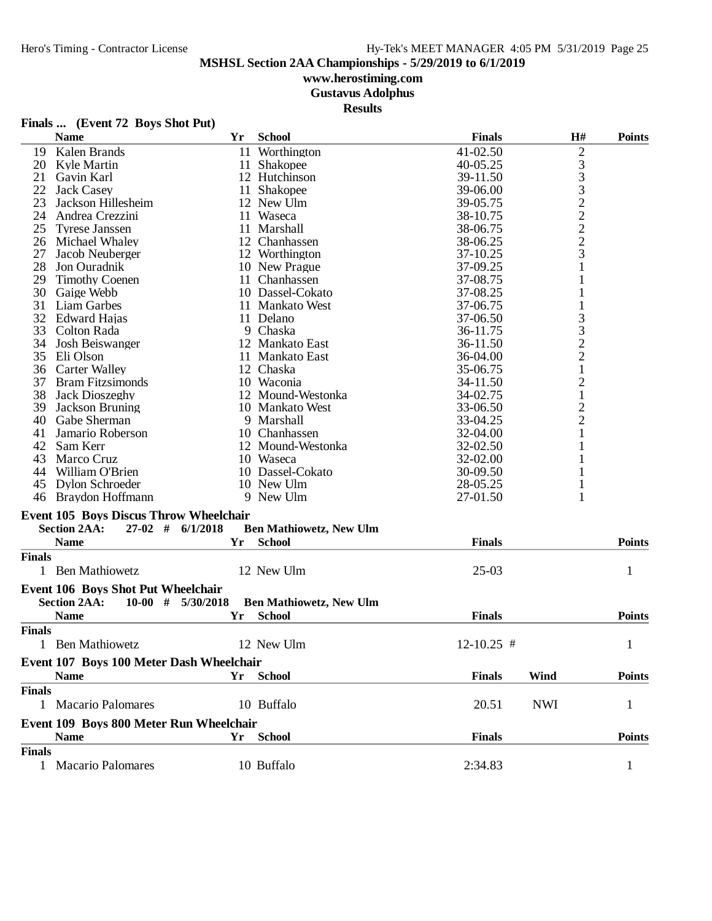MSHSL Section 2AA Championships - 5/29/2019 to 6/1/2019

www.herostiming.com

Gustavus Adolphus

Results

## Finals ... (Event 72 Boys Shot Put)

| | Name | Yr | School | Finals | H# | Points |
|---|---|---|---|---|---|---|
| 19 | Kalen Brands | 11 | Worthington | 41-02.50 | 2 | |
| 20 | Kyle Martin | 11 | Shakopee | 40-05.25 | 3 | |
| 21 | Gavin Karl | 12 | Hutchinson | 39-11.50 | 3 | |
| 22 | Jack Casey | 11 | Shakopee | 39-06.00 | 3 | |
| 23 | Jackson Hillesheim | 12 | New Ulm | 39-05.75 | 2 | |
| 24 | Andrea Crezzini | 11 | Waseca | 38-10.75 | 2 | |
| 25 | Tyrese Janssen | 11 | Marshall | 38-06.75 | 2 | |
| 26 | Michael Whaley | 12 | Chanhassen | 38-06.25 | 2 | |
| 27 | Jacob Neuberger | 12 | Worthington | 37-10.25 | 3 | |
| 28 | Jon Ouradnik | 10 | New Prague | 37-09.25 | 1 | |
| 29 | Timothy Coenen | 11 | Chanhassen | 37-08.75 | 1 | |
| 30 | Gaige Webb | 10 | Dassel-Cokato | 37-08.25 | 1 | |
| 31 | Liam Garbes | 11 | Mankato West | 37-06.75 | 1 | |
| 32 | Edward Hajas | 11 | Delano | 37-06.50 | 3 | |
| 33 | Colton Rada | 9 | Chaska | 36-11.75 | 3 | |
| 34 | Josh Beiswanger | 12 | Mankato East | 36-11.50 | 2 | |
| 35 | Eli Olson | 11 | Mankato East | 36-04.00 | 2 | |
| 36 | Carter Walley | 12 | Chaska | 35-06.75 | 1 | |
| 37 | Bram Fitzsimonds | 10 | Waconia | 34-11.50 | 2 | |
| 38 | Jack Dioszeghy | 12 | Mound-Westonka | 34-02.75 | 1 | |
| 39 | Jackson Bruning | 10 | Mankato West | 33-06.50 | 2 | |
| 40 | Gabe Sherman | 9 | Marshall | 33-04.25 | 2 | |
| 41 | Jamario Roberson | 10 | Chanhassen | 32-04.00 | 1 | |
| 42 | Sam Kerr | 12 | Mound-Westonka | 32-02.50 | 1 | |
| 43 | Marco Cruz | 10 | Waseca | 32-02.00 | 1 | |
| 44 | William O'Brien | 10 | Dassel-Cokato | 30-09.50 | 1 | |
| 45 | Dylon Schroeder | 10 | New Ulm | 28-05.25 | 1 | |
| 46 | Braydon Hoffmann | 9 | New Ulm | 27-01.50 | 1 | |

## Event 105 Boys Discus Throw Wheelchair

**Section 2AA:** 27-02 # 6/1/2018 **Ben Mathiowetz, New Ulm**

| | Name | Yr | School | Finals | Points |
|---|---|---|---|---|---|
| **Finals** | | | | | |
| 1 | Ben Mathiowetz | 12 | New Ulm | 25-03 | 1 |

## Event 106 Boys Shot Put Wheelchair

**Section 2AA:** 10-00 # 5/30/2018 **Ben Mathiowetz, New Ulm**

| | Name | Yr | School | Finals | Points |
|---|---|---|---|---|---|
| **Finals** | | | | | |
| 1 | Ben Mathiowetz | 12 | New Ulm | 12-10.25 # | 1 |

## Event 107 Boys 100 Meter Dash Wheelchair

| | Name | Yr | School | Finals | Wind | Points |
|---|---|---|---|---|---|---|
| **Finals** | | | | | | |
| 1 | Macario Palomares | 10 | Buffalo | 20.51 | NWI | 1 |

## Event 109 Boys 800 Meter Run Wheelchair

| | Name | Yr | School | Finals | Points |
|---|---|---|---|---|---|
| **Finals** | | | | | |
| 1 | Macario Palomares | 10 | Buffalo | 2:34.83 | 1 |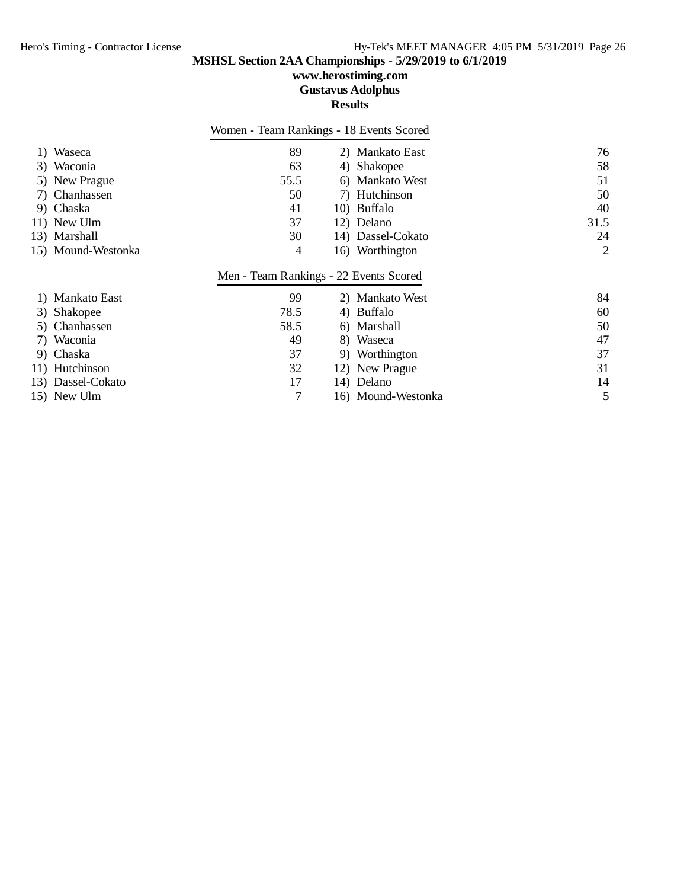# MSHSL Section 2AA Championships - 5/29/2019 to 6/1/2019

**www.herostiming.com**

**Gustavus Adolphus**

**Results**

## Women - Team Rankings - 18 Events Scored

| | | | | | |
|---|---|---|---|---|---|
| 1) | Waseca | 89 | 2) | Mankato East | 76 |
| 3) | Waconia | 63 | 4) | Shakopee | 58 |
| 5) | New Prague | 55.5 | 6) | Mankato West | 51 |
| 7) | Chanhassen | 50 | 7) | Hutchinson | 50 |
| 9) | Chaska | 41 | 10) | Buffalo | 40 |
| 11) | New Ulm | 37 | 12) | Delano | 31.5 |
| 13) | Marshall | 30 | 14) | Dassel-Cokato | 24 |
| 15) | Mound-Westonka | 4 | 16) | Worthington | 2 |

## Men - Team Rankings - 22 Events Scored

| | | | | | |
|---|---|---|---|---|---|
| 1) | Mankato East | 99 | 2) | Mankato West | 84 |
| 3) | Shakopee | 78.5 | 4) | Buffalo | 60 |
| 5) | Chanhassen | 58.5 | 6) | Marshall | 50 |
| 7) | Waconia | 49 | 8) | Waseca | 47 |
| 9) | Chaska | 37 | 9) | Worthington | 37 |
| 11) | Hutchinson | 32 | 12) | New Prague | 31 |
| 13) | Dassel-Cokato | 17 | 14) | Delano | 14 |
| 15) | New Ulm | 7 | 16) | Mound-Westonka | 5 |